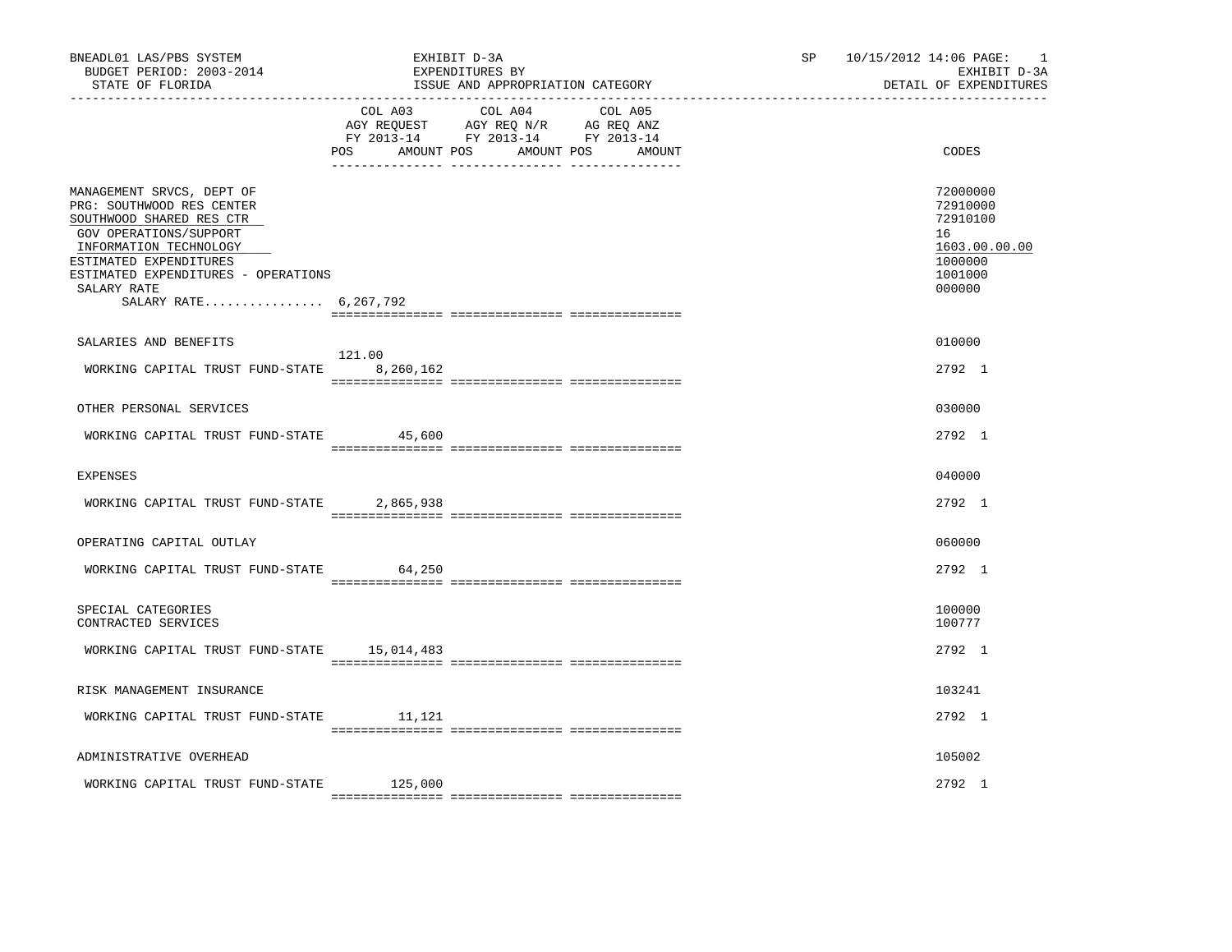BNEADL01 LAS/PBS SYSTEM | EXHIBIT D-3A | SP 10/15/2012 14:06 PAGE: 1
BUDGET PERIOD: 2003-2014 | EXPENDITURES BY | EXHIBIT D-3A
STATE OF FLORIDA | ISSUE AND APPROPRIATION CATEGORY | DETAIL OF EXPENDITURES

| | COL A03 AGY REQUEST FY 2013-14 POS | AMOUNT | COL A04 AGY REQ N/R FY 2013-14 POS | AMOUNT | COL A05 AG REQ ANZ FY 2013-14 POS | AMOUNT | CODES |
|---|---|---|---|---|---|---|---|
| MANAGEMENT SRVCS, DEPT OF | | | | | | | 72000000 |
| PRG: SOUTHWOOD RES CENTER | | | | | | | 72910000 |
| SOUTHWOOD SHARED RES CTR | | | | | | | 72910100 |
| GOV OPERATIONS/SUPPORT | | | | | | | 16 |
| INFORMATION TECHNOLOGY | | | | | | | 1603.00.00.00 |
| ESTIMATED EXPENDITURES | | | | | | | 1000000 |
| ESTIMATED EXPENDITURES - OPERATIONS | | | | | | | 1001000 |
| SALARY RATE | | | | | | | 000000 |
| SALARY RATE................ 6,267,792 | | | | | | | |
| SALARIES AND BENEFITS | | | | | | | 010000 |
| WORKING CAPITAL TRUST FUND-STATE | 121.00 | 8,260,162 | | | | | 2792 1 |
| OTHER PERSONAL SERVICES | | | | | | | 030000 |
| WORKING CAPITAL TRUST FUND-STATE | | 45,600 | | | | | 2792 1 |
| EXPENSES | | | | | | | 040000 |
| WORKING CAPITAL TRUST FUND-STATE | | 2,865,938 | | | | | 2792 1 |
| OPERATING CAPITAL OUTLAY | | | | | | | 060000 |
| WORKING CAPITAL TRUST FUND-STATE | | 64,250 | | | | | 2792 1 |
| SPECIAL CATEGORIES | | | | | | | 100000 |
| CONTRACTED SERVICES | | | | | | | 100777 |
| WORKING CAPITAL TRUST FUND-STATE | | 15,014,483 | | | | | 2792 1 |
| RISK MANAGEMENT INSURANCE | | | | | | | 103241 |
| WORKING CAPITAL TRUST FUND-STATE | | 11,121 | | | | | 2792 1 |
| ADMINISTRATIVE OVERHEAD | | | | | | | 105002 |
| WORKING CAPITAL TRUST FUND-STATE | | 125,000 | | | | | 2792 1 |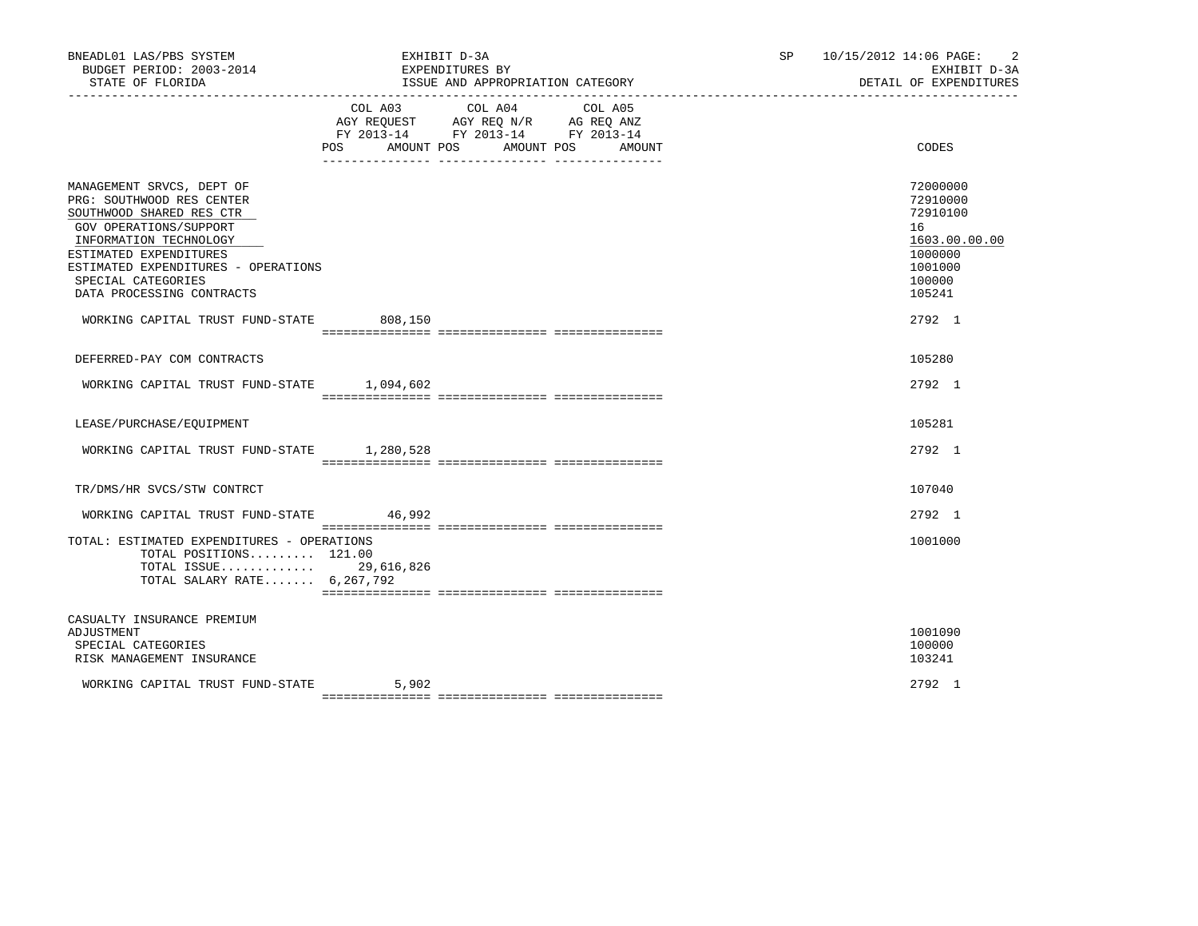BNEADL01 LAS/PBS SYSTEM | EXHIBIT D-3A | SP 10/15/2012 14:06 PAGE: 2
BUDGET PERIOD: 2003-2014 | EXPENDITURES BY | EXHIBIT D-3A
STATE OF FLORIDA | ISSUE AND APPROPRIATION CATEGORY | DETAIL OF EXPENDITURES

| | COL A03 AGY REQUEST FY 2013-14 POS AMOUNT | COL A04 AGY REQ N/R FY 2013-14 POS AMOUNT | COL A05 AG REQ ANZ FY 2013-14 POS AMOUNT | CODES |
|---|---|---|---|---|
| MANAGEMENT SRVCS, DEPT OF | | | | 72000000 |
| PRG: SOUTHWOOD RES CENTER | | | | 72910000 |
| SOUTHWOOD SHARED RES CTR | | | | 72910100 |
| GOV OPERATIONS/SUPPORT | | | | 16 |
| INFORMATION TECHNOLOGY | | | | 1603.00.00.00 |
| ESTIMATED EXPENDITURES | | | | 1000000 |
| ESTIMATED EXPENDITURES - OPERATIONS | | | | 1001000 |
| SPECIAL CATEGORIES | | | | 100000 |
| DATA PROCESSING CONTRACTS | | | | 105241 |
| WORKING CAPITAL TRUST FUND-STATE | 808,150 | | | 2792 1 |
| DEFERRED-PAY COM CONTRACTS | | | | 105280 |
| WORKING CAPITAL TRUST FUND-STATE | 1,094,602 | | | 2792 1 |
| LEASE/PURCHASE/EQUIPMENT | | | | 105281 |
| WORKING CAPITAL TRUST FUND-STATE | 1,280,528 | | | 2792 1 |
| TR/DMS/HR SVCS/STW CONTRCT | | | | 107040 |
| WORKING CAPITAL TRUST FUND-STATE | 46,992 | | | 2792 1 |
| TOTAL: ESTIMATED EXPENDITURES - OPERATIONS | | | | 1001000 |
| TOTAL POSITIONS......... | 121.00 | | | |
| TOTAL ISSUE............. | 29,616,826 | | | |
| TOTAL SALARY RATE....... | 6,267,792 | | | |
| CASUALTY INSURANCE PREMIUM ADJUSTMENT | | | | 1001090 |
| SPECIAL CATEGORIES | | | | 100000 |
| RISK MANAGEMENT INSURANCE | | | | 103241 |
| WORKING CAPITAL TRUST FUND-STATE | 5,902 | | | 2792 1 |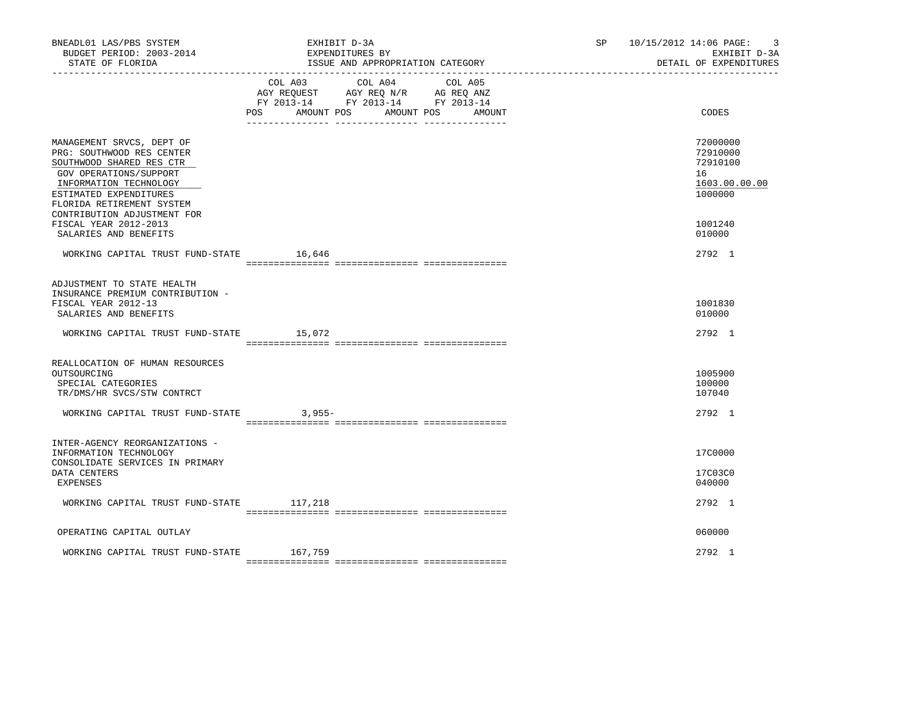BNEADL01 LAS/PBS SYSTEM — EXHIBIT D-3A — EXPENDITURES BY ISSUE AND APPROPRIATION CATEGORY — BUDGET PERIOD: 2003-2014 — STATE OF FLORIDA — SP 10/15/2012 14:06 — EXHIBIT D-3A DETAIL OF EXPENDITURES

| | COL A03 AGY REQUEST FY 2013-14 POS | AMOUNT | COL A04 AGY REQ N/R FY 2013-14 POS | AMOUNT | COL A05 AG REQ ANZ FY 2013-14 POS | AMOUNT | CODES |
|---|---|---|---|---|---|---|---|
| MANAGEMENT SRVCS, DEPT OF | | | | | | | 72000000 |
| PRG: SOUTHWOOD RES CENTER | | | | | | | 72910000 |
| SOUTHWOOD SHARED RES CTR | | | | | | | 72910100 |
| GOV OPERATIONS/SUPPORT | | | | | | | 16 |
| INFORMATION TECHNOLOGY | | | | | | | 1603.00.00.00 |
| ESTIMATED EXPENDITURES | | | | | | | 1000000 |
| FLORIDA RETIREMENT SYSTEM CONTRIBUTION ADJUSTMENT FOR FISCAL YEAR 2012-2013 | | | | | | | 1001240 |
| SALARIES AND BENEFITS | | | | | | | 010000 |
| WORKING CAPITAL TRUST FUND-STATE | | 16,646 | | | | | 2792 1 |
| ADJUSTMENT TO STATE HEALTH INSURANCE PREMIUM CONTRIBUTION - FISCAL YEAR 2012-13 | | | | | | | 1001830 |
| SALARIES AND BENEFITS | | | | | | | 010000 |
| WORKING CAPITAL TRUST FUND-STATE | | 15,072 | | | | | 2792 1 |
| REALLOCATION OF HUMAN RESOURCES OUTSOURCING | | | | | | | 1005900 |
| SPECIAL CATEGORIES | | | | | | | 100000 |
| TR/DMS/HR SVCS/STW CONTRCT | | | | | | | 107040 |
| WORKING CAPITAL TRUST FUND-STATE | | 3,955- | | | | | 2792 1 |
| INTER-AGENCY REORGANIZATIONS - INFORMATION TECHNOLOGY | | | | | | | 17C0000 |
| CONSOLIDATE SERVICES IN PRIMARY DATA CENTERS | | | | | | | 17C03C0 |
| EXPENSES | | | | | | | 040000 |
| WORKING CAPITAL TRUST FUND-STATE | | 117,218 | | | | | 2792 1 |
| OPERATING CAPITAL OUTLAY | | | | | | | 060000 |
| WORKING CAPITAL TRUST FUND-STATE | | 167,759 | | | | | 2792 1 |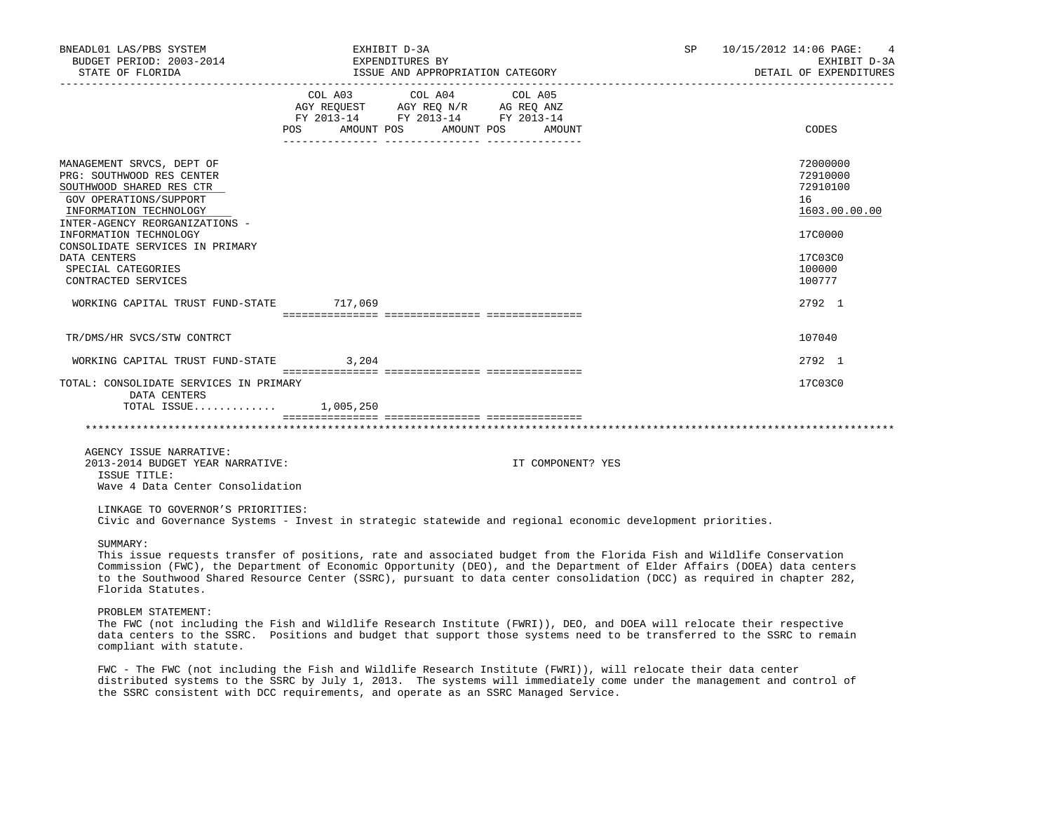| | COL A03 AGY REQUEST FY 2013-14 POS AMOUNT | COL A04 AGY REQ N/R FY 2013-14 POS AMOUNT | COL A05 AG REQ ANZ FY 2013-14 POS AMOUNT | CODES |
|---|---|---|---|---|
| MANAGEMENT SRVCS, DEPT OF | | | | 72000000 |
| PRG: SOUTHWOOD RES CENTER | | | | 72910000 |
| SOUTHWOOD SHARED RES CTR | | | | 72910100 |
| GOV OPERATIONS/SUPPORT | | | | 16 |
| INFORMATION TECHNOLOGY | | | | 1603.00.00.00 |
| INTER-AGENCY REORGANIZATIONS - INFORMATION TECHNOLOGY | | | | 17C0000 |
| CONSOLIDATE SERVICES IN PRIMARY DATA CENTERS | | | | 17C03C0 |
| SPECIAL CATEGORIES | | | | 100000 |
| CONTRACTED SERVICES | | | | 100777 |
| WORKING CAPITAL TRUST FUND-STATE | 717,069 | | | 2792 1 |
| TR/DMS/HR SVCS/STW CONTRCT | | | | 107040 |
| WORKING CAPITAL TRUST FUND-STATE | 3,204 | | | 2792 1 |
| TOTAL: CONSOLIDATE SERVICES IN PRIMARY DATA CENTERS | | | | 17C03C0 |
| TOTAL ISSUE............ | 1,005,250 | | | |

AGENCY ISSUE NARRATIVE:
2013-2014 BUDGET YEAR NARRATIVE: IT COMPONENT? YES

ISSUE TITLE:
Wave 4 Data Center Consolidation

LINKAGE TO GOVERNOR'S PRIORITIES:
Civic and Governance Systems - Invest in strategic statewide and regional economic development priorities.

SUMMARY:
This issue requests transfer of positions, rate and associated budget from the Florida Fish and Wildlife Conservation Commission (FWC), the Department of Economic Opportunity (DEO), and the Department of Elder Affairs (DOEA) data centers to the Southwood Shared Resource Center (SSRC), pursuant to data center consolidation (DCC) as required in chapter 282, Florida Statutes.

PROBLEM STATEMENT:
The FWC (not including the Fish and Wildlife Research Institute (FWRI)), DEO, and DOEA will relocate their respective data centers to the SSRC. Positions and budget that support those systems need to be transferred to the SSRC to remain compliant with statute.

FWC - The FWC (not including the Fish and Wildlife Research Institute (FWRI)), will relocate their data center distributed systems to the SSRC by July 1, 2013. The systems will immediately come under the management and control of the SSRC consistent with DCC requirements, and operate as an SSRC Managed Service.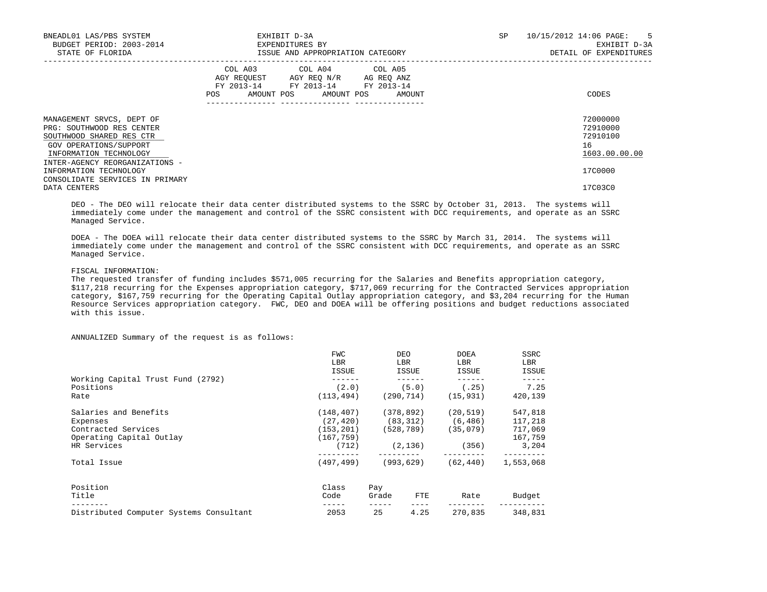| | COL A03 AGY REQUEST FY 2013-14 | | COL A04 AGY REQ N/R FY 2013-14 | | COL A05 AG REQ ANZ FY 2013-14 | | |
|---|---|---|---|---|---|---|---|
| | POS | AMOUNT | POS | AMOUNT | POS | AMOUNT | CODES |
| MANAGEMENT SRVCS, DEPT OF | | | | | | | 72000000 |
| PRG: SOUTHWOOD RES CENTER | | | | | | | 72910000 |
| SOUTHWOOD SHARED RES CTR | | | | | | | 72910100 |
| GOV OPERATIONS/SUPPORT | | | | | | | 16 |
| INFORMATION TECHNOLOGY | | | | | | | 1603.00.00.00 |
| INTER-AGENCY REORGANIZATIONS - INFORMATION TECHNOLOGY | | | | | | | 17C0000 |
| CONSOLIDATE SERVICES IN PRIMARY DATA CENTERS | | | | | | | 17C03C0 |

DEO - The DEO will relocate their data center distributed systems to the SSRC by October 31, 2013. The systems will immediately come under the management and control of the SSRC consistent with DCC requirements, and operate as an SSRC Managed Service.

DOEA - The DOEA will relocate their data center distributed systems to the SSRC by March 31, 2014. The systems will immediately come under the management and control of the SSRC consistent with DCC requirements, and operate as an SSRC Managed Service.

FISCAL INFORMATION:
The requested transfer of funding includes $571,005 recurring for the Salaries and Benefits appropriation category, $117,218 recurring for the Expenses appropriation category, $717,069 recurring for the Contracted Services appropriation category, $167,759 recurring for the Operating Capital Outlay appropriation category, and $3,204 recurring for the Human Resource Services appropriation category. FWC, DEO and DOEA will be offering positions and budget reductions associated with this issue.

ANNUALIZED Summary of the request is as follows:

| | FWC LBR ISSUE | DEO LBR ISSUE | DOEA LBR ISSUE | SSRC LBR ISSUE |
|---|---|---|---|---|
| Working Capital Trust Fund (2792) | | | | |
| Positions | (2.0) | (5.0) | (.25) | 7.25 |
| Rate | (113,494) | (290,714) | (15,931) | 420,139 |
| Salaries and Benefits | (148,407) | (378,892) | (20,519) | 547,818 |
| Expenses | (27,420) | (83,312) | (6,486) | 117,218 |
| Contracted Services | (153,201) | (528,789) | (35,079) | 717,069 |
| Operating Capital Outlay | (167,759) | | | 167,759 |
| HR Services | (712) | (2,136) | (356) | 3,204 |
| Total Issue | (497,499) | (993,629) | (62,440) | 1,553,068 |

| Position Title | Class Code | Pay Grade | FTE | Rate | Budget |
|---|---|---|---|---|---|
| Distributed Computer Systems Consultant | 2053 | 25 | 4.25 | 270,835 | 348,831 |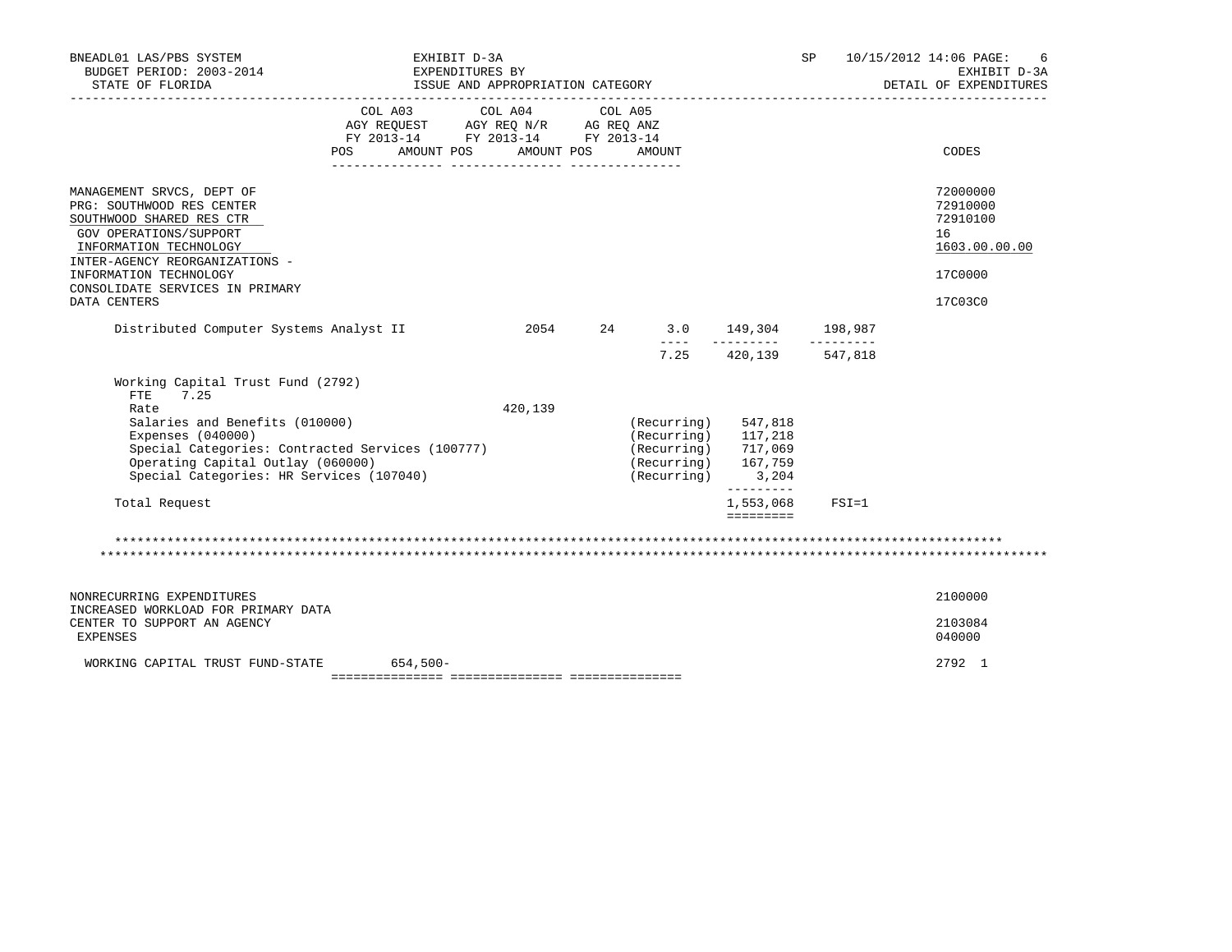BNEADL01 LAS/PBS SYSTEM — EXHIBIT D-3A — EXPENDITURES BY ISSUE AND APPROPRIATION CATEGORY

BUDGET PERIOD: 2003-2014 — STATE OF FLORIDA — SP 10/15/2012 14:06 — EXHIBIT D-3A DETAIL OF EXPENDITURES

| | COL A03 AGY REQUEST FY 2013-14 POS | AMOUNT | COL A04 AGY REQ N/R FY 2013-14 POS | AMOUNT | COL A05 AG REQ ANZ FY 2013-14 POS | AMOUNT | CODES |
|---|---|---|---|---|---|---|---|
| MANAGEMENT SRVCS, DEPT OF | | | | | | | 72000000 |
| PRG: SOUTHWOOD RES CENTER | | | | | | | 72910000 |
| SOUTHWOOD SHARED RES CTR | | | | | | | 72910100 |
| GOV OPERATIONS/SUPPORT | | | | | | | 16 |
| INFORMATION TECHNOLOGY | | | | | | | 1603.00.00.00 |
| INTER-AGENCY REORGANIZATIONS - INFORMATION TECHNOLOGY | | | | | | | 17C0000 |
| CONSOLIDATE SERVICES IN PRIMARY DATA CENTERS | | | | | | | 17C03C0 |

| | | | | | |
|---|---|---|---|---|---|
| Distributed Computer Systems Analyst II | 2054 | 24 | 3.0 | 149,304 | 198,987 |
| | | | 7.25 | 420,139 | 547,818 |

Working Capital Trust Fund (2792)
FTE 7.25

| | | | |
|---|---|---|---|
| Rate | 420,139 | | |
| Salaries and Benefits (010000) | | (Recurring) | 547,818 |
| Expenses (040000) | | (Recurring) | 117,218 |
| Special Categories: Contracted Services (100777) | | (Recurring) | 717,069 |
| Operating Capital Outlay (060000) | | (Recurring) | 167,759 |
| Special Categories: HR Services (107040) | | (Recurring) | 3,204 |
| Total Request | | | 1,553,068 FSI=1 |

************************************************************************************************************************

| | COL A03 AMOUNT | COL A04 AMOUNT | COL A05 AMOUNT | CODES |
|---|---|---|---|---|
| NONRECURRING EXPENDITURES | | | | 2100000 |
| INCREASED WORKLOAD FOR PRIMARY DATA CENTER TO SUPPORT AN AGENCY | | | | 2103084 |
| EXPENSES | | | | 040000 |
| WORKING CAPITAL TRUST FUND-STATE | 654,500- | | | 2792 1 |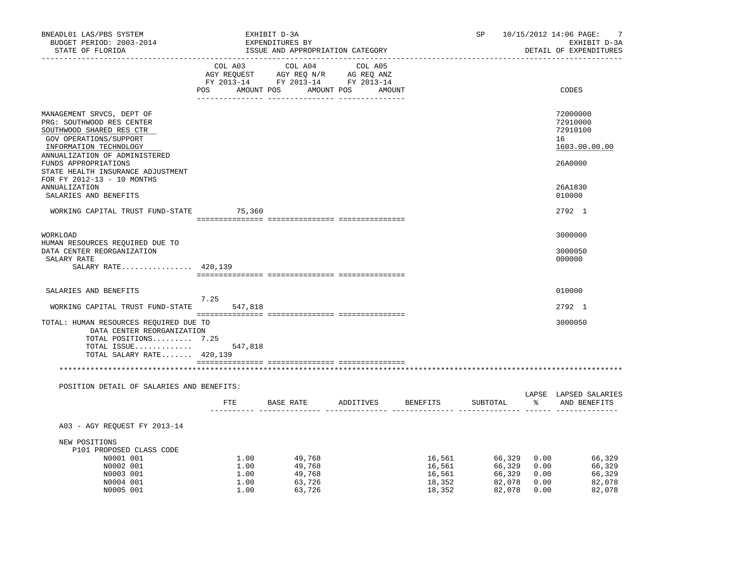BNEADL01 LAS/PBS SYSTEM — EXHIBIT D-3A — EXPENDITURES BY ISSUE AND APPROPRIATION CATEGORY — SP 10/15/2012 14:06 — EXHIBIT D-3A DETAIL OF EXPENDITURES

BUDGET PERIOD: 2003-2014
STATE OF FLORIDA

| | COL A03 AGY REQUEST FY 2013-14 POS | AMOUNT | COL A04 AGY REQ N/R FY 2013-14 POS | AMOUNT | COL A05 AG REQ ANZ FY 2013-14 POS | AMOUNT | CODES |
|---|---|---|---|---|---|---|---|
| MANAGEMENT SRVCS, DEPT OF | | | | | | | 72000000 |
| PRG: SOUTHWOOD RES CENTER | | | | | | | 72910000 |
| SOUTHWOOD SHARED RES CTR | | | | | | | 72910100 |
| GOV OPERATIONS/SUPPORT | | | | | | | 16 |
| INFORMATION TECHNOLOGY | | | | | | | 1603.00.00.00 |
| ANNUALIZATION OF ADMINISTERED FUNDS APPROPRIATIONS | | | | | | | 26A0000 |
| STATE HEALTH INSURANCE ADJUSTMENT FOR FY 2012-13 - 10 MONTHS ANNUALIZATION | | | | | | | 26A1830 |
| SALARIES AND BENEFITS | | | | | | | 010000 |
| WORKING CAPITAL TRUST FUND-STATE | | 75,360 | | | | | 2792 1 |
| WORKLOAD | | | | | | | 3000000 |
| HUMAN RESOURCES REQUIRED DUE TO DATA CENTER REORGANIZATION | | | | | | | 3000050 |
| SALARY RATE | | | | | | | 000000 |
| SALARY RATE................ | 420,139 | | | | | | |
| SALARIES AND BENEFITS | 7.25 | | | | | | 010000 |
| WORKING CAPITAL TRUST FUND-STATE | | 547,818 | | | | | 2792 1 |
| TOTAL: HUMAN RESOURCES REQUIRED DUE TO DATA CENTER REORGANIZATION | | | | | | | 3000050 |
| TOTAL POSITIONS......... | 7.25 | | | | | | |
| TOTAL ISSUE............. | | 547,818 | | | | | |
| TOTAL SALARY RATE....... | 420,139 | | | | | | |

POSITION DETAIL OF SALARIES AND BENEFITS:

| | FTE | BASE RATE | ADDITIVES | BENEFITS | SUBTOTAL | LAPSE % | LAPSED SALARIES AND BENEFITS |
|---|---|---|---|---|---|---|---|
| A03 - AGY REQUEST FY 2013-14 | | | | | | | |
| NEW POSITIONS | | | | | | | |
| P101 PROPOSED CLASS CODE | | | | | | | |
| N0001 001 | 1.00 | 49,768 | | 16,561 | 66,329 | 0.00 | 66,329 |
| N0002 001 | 1.00 | 49,768 | | 16,561 | 66,329 | 0.00 | 66,329 |
| N0003 001 | 1.00 | 49,768 | | 16,561 | 66,329 | 0.00 | 66,329 |
| N0004 001 | 1.00 | 63,726 | | 18,352 | 82,078 | 0.00 | 82,078 |
| N0005 001 | 1.00 | 63,726 | | 18,352 | 82,078 | 0.00 | 82,078 |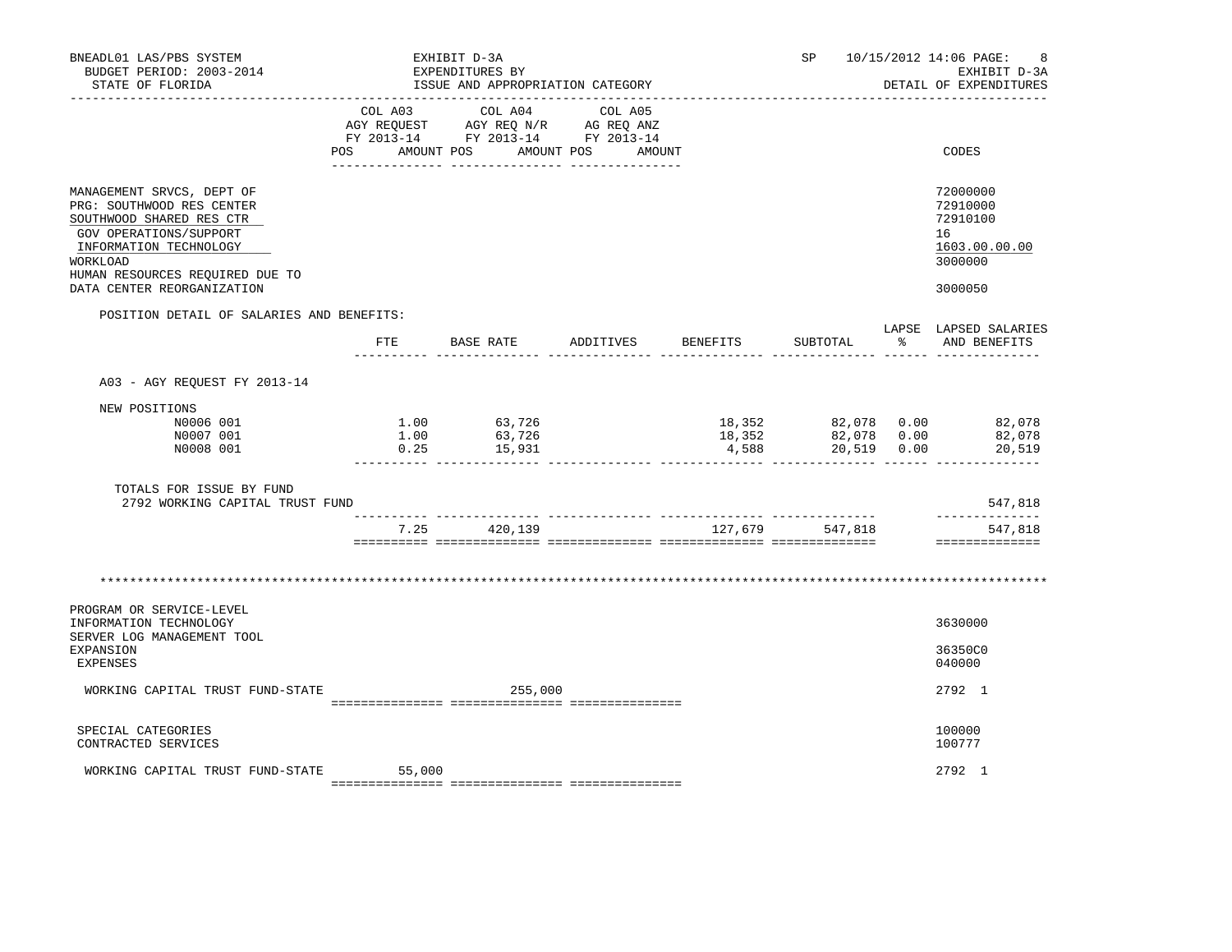BNEADL01 LAS/PBS SYSTEM — EXHIBIT D-3A — SP 10/15/2012 14:06
BUDGET PERIOD: 2003-2014 — EXPENDITURES BY — EXHIBIT D-3A
STATE OF FLORIDA — ISSUE AND APPROPRIATION CATEGORY — DETAIL OF EXPENDITURES

| | COL A03 AGY REQUEST FY 2013-14 POS AMOUNT | COL A04 AGY REQ N/R FY 2013-14 POS AMOUNT | COL A05 AG REQ ANZ FY 2013-14 POS AMOUNT | CODES |
|---|---|---|---|---|
| MANAGEMENT SRVCS, DEPT OF | | | | 72000000 |
| PRG: SOUTHWOOD RES CENTER | | | | 72910000 |
| SOUTHWOOD SHARED RES CTR | | | | 72910100 |
| GOV OPERATIONS/SUPPORT | | | | 16 |
| INFORMATION TECHNOLOGY | | | | 1603.00.00.00 |
| WORKLOAD | | | | 3000000 |
| HUMAN RESOURCES REQUIRED DUE TO DATA CENTER REORGANIZATION | | | | 3000050 |

POSITION DETAIL OF SALARIES AND BENEFITS:

| | FTE | BASE RATE | ADDITIVES | BENEFITS | SUBTOTAL | LAPSE % | LAPSED SALARIES AND BENEFITS |
|---|---|---|---|---|---|---|---|
| A03 - AGY REQUEST FY 2013-14 | | | | | | | |
| NEW POSITIONS | | | | | | | |
| N0006 001 | 1.00 | 63,726 | | 18,352 | 82,078 | 0.00 | 82,078 |
| N0007 001 | 1.00 | 63,726 | | 18,352 | 82,078 | 0.00 | 82,078 |
| N0008 001 | 0.25 | 15,931 | | 4,588 | 20,519 | 0.00 | 20,519 |
| TOTALS FOR ISSUE BY FUND | | | | | | | |
| 2792 WORKING CAPITAL TRUST FUND | | | | | | | 547,818 |
| | 7.25 | 420,139 | | 127,679 | 547,818 | | 547,818 |

***************************************************************************************************

| | COL A03 | COL A04 | COL A05 | CODES |
|---|---|---|---|---|
| PROGRAM OR SERVICE-LEVEL | | | | |
| INFORMATION TECHNOLOGY | | | | 3630000 |
| SERVER LOG MANAGEMENT TOOL | | | | |
| EXPANSION | | | | 36350C0 |
| EXPENSES | | | | 040000 |
| WORKING CAPITAL TRUST FUND-STATE | | 255,000 | | 2792 1 |
| SPECIAL CATEGORIES | | | | 100000 |
| CONTRACTED SERVICES | | | | 100777 |
| WORKING CAPITAL TRUST FUND-STATE | 55,000 | | | 2792 1 |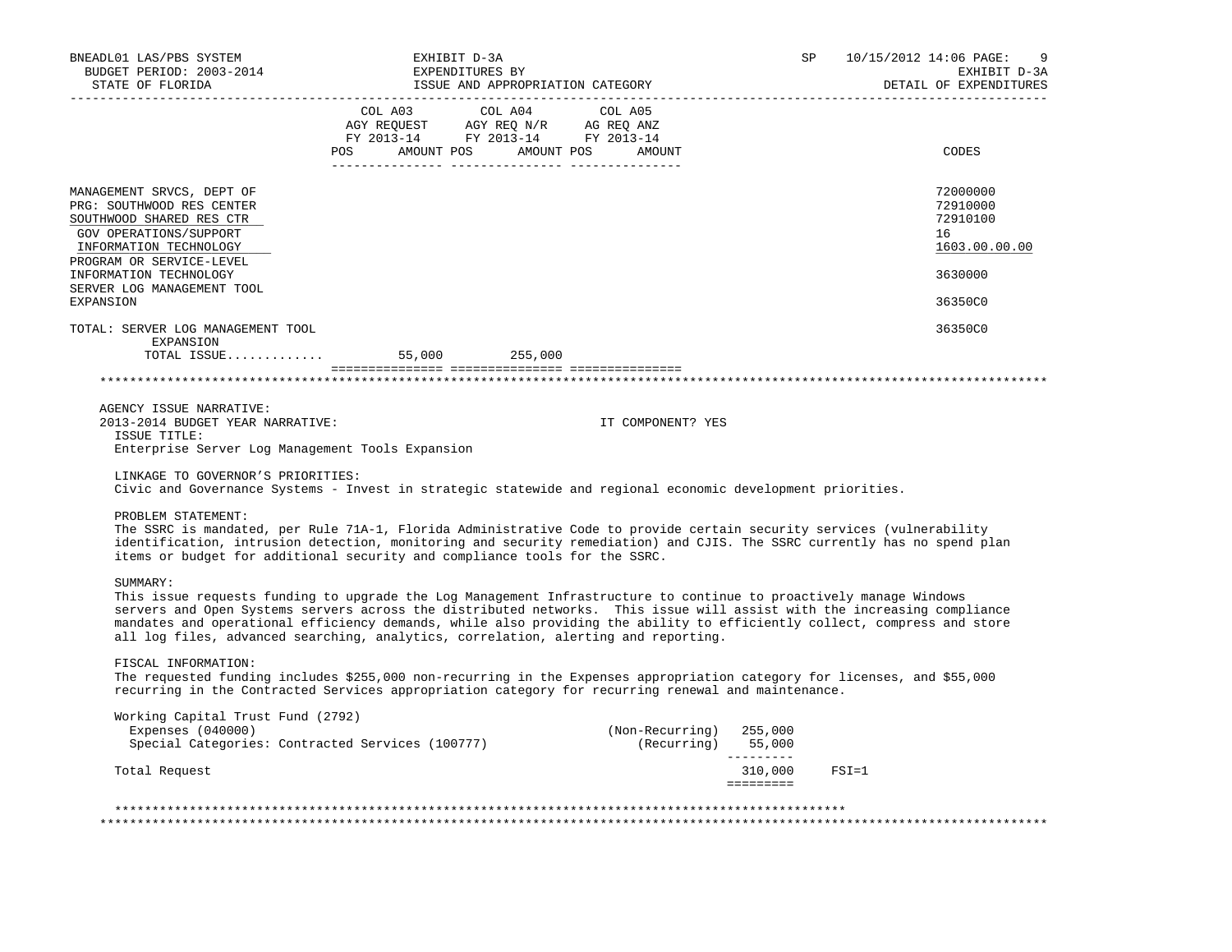BNEADL01 LAS/PBS SYSTEM — BUDGET PERIOD: 2003-2014 — STATE OF FLORIDA

EXHIBIT D-3A — EXPENDITURES BY ISSUE AND APPROPRIATION CATEGORY

SP 10/15/2012 14:06 — EXHIBIT D-3A — DETAIL OF EXPENDITURES

| | COL A03 AGY REQUEST FY 2013-14 POS | AMOUNT | COL A04 AGY REQ N/R FY 2013-14 POS | AMOUNT | COL A05 AG REQ ANZ FY 2013-14 POS | AMOUNT | CODES |
|---|---|---|---|---|---|---|---|
| MANAGEMENT SRVCS, DEPT OF | | | | | | | 72000000 |
| PRG: SOUTHWOOD RES CENTER | | | | | | | 72910000 |
| SOUTHWOOD SHARED RES CTR | | | | | | | 72910100 |
| GOV OPERATIONS/SUPPORT | | | | | | | 16 |
| INFORMATION TECHNOLOGY | | | | | | | 1603.00.00.00 |
| PROGRAM OR SERVICE-LEVEL INFORMATION TECHNOLOGY | | | | | | | 3630000 |
| SERVER LOG MANAGEMENT TOOL EXPANSION | | | | | | | 36350C0 |
| TOTAL: SERVER LOG MANAGEMENT TOOL EXPANSION | | | | | | | 36350C0 |
| TOTAL ISSUE............ | | 55,000 | | 255,000 | | | |

AGENCY ISSUE NARRATIVE:

2013-2014 BUDGET YEAR NARRATIVE: IT COMPONENT? YES

ISSUE TITLE:
Enterprise Server Log Management Tools Expansion

LINKAGE TO GOVERNOR'S PRIORITIES:
Civic and Governance Systems - Invest in strategic statewide and regional economic development priorities.

PROBLEM STATEMENT:
The SSRC is mandated, per Rule 71A-1, Florida Administrative Code to provide certain security services (vulnerability identification, intrusion detection, monitoring and security remediation) and CJIS. The SSRC currently has no spend plan items or budget for additional security and compliance tools for the SSRC.

SUMMARY:
This issue requests funding to upgrade the Log Management Infrastructure to continue to proactively manage Windows servers and Open Systems servers across the distributed networks. This issue will assist with the increasing compliance mandates and operational efficiency demands, while also providing the ability to efficiently collect, compress and store all log files, advanced searching, analytics, correlation, alerting and reporting.

FISCAL INFORMATION:
The requested funding includes $255,000 non-recurring in the Expenses appropriation category for licenses, and $55,000 recurring in the Contracted Services appropriation category for recurring renewal and maintenance.

| Working Capital Trust Fund (2792) | | | |
|---|---|---|---|
| Expenses (040000) | (Non-Recurring) | 255,000 | |
| Special Categories: Contracted Services (100777) | (Recurring) | 55,000 | |
| Total Request | | 310,000 | FSI=1 |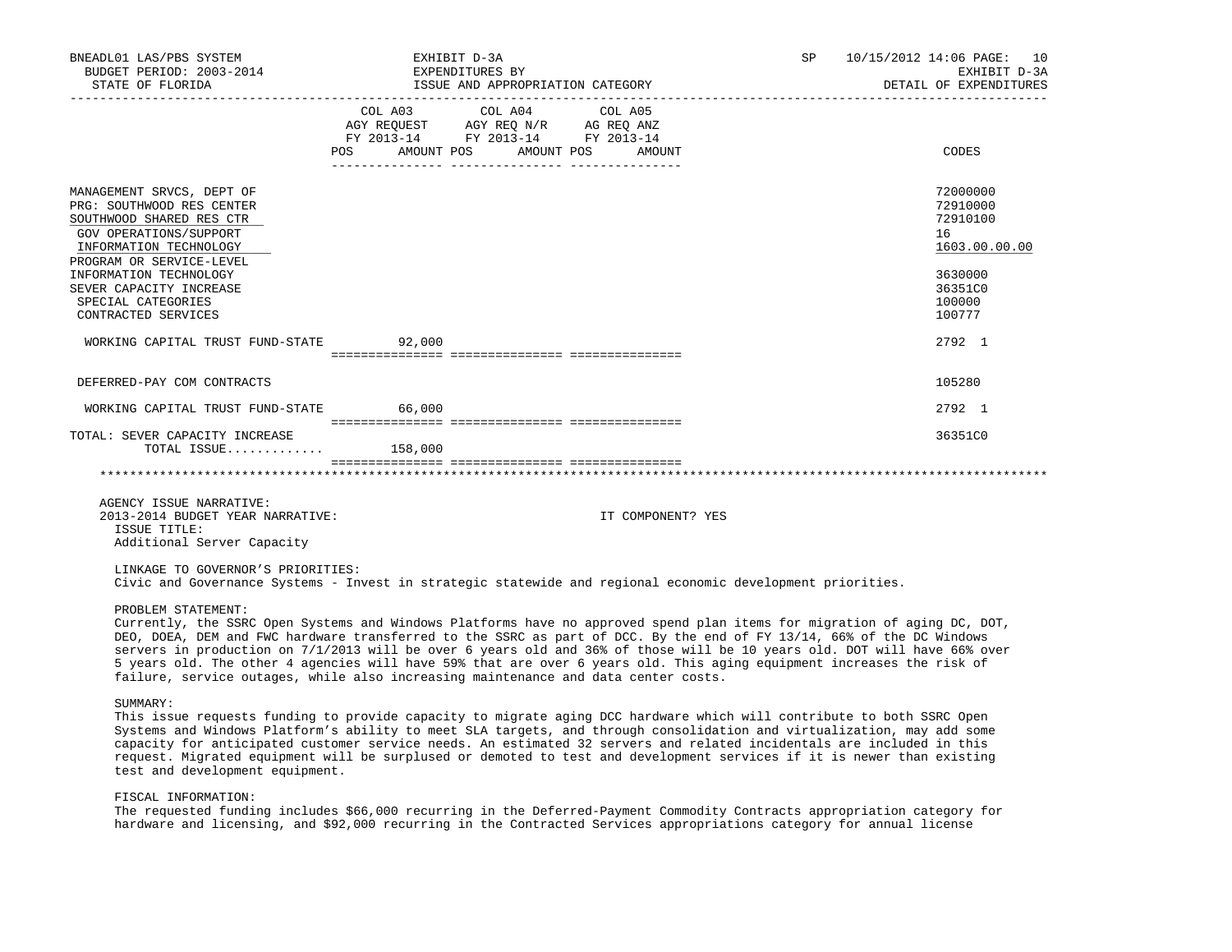| | COL A03 AGY REQUEST FY 2013-14 POS AMOUNT | COL A04 AGY REQ N/R FY 2013-14 POS AMOUNT | COL A05 AG REQ ANZ FY 2013-14 POS AMOUNT | CODES |
|---|---|---|---|---|
| MANAGEMENT SRVCS, DEPT OF | | | | 72000000 |
| PRG: SOUTHWOOD RES CENTER | | | | 72910000 |
| SOUTHWOOD SHARED RES CTR | | | | 72910100 |
| GOV OPERATIONS/SUPPORT | | | | 16 |
| INFORMATION TECHNOLOGY | | | | 1603.00.00.00 |
| PROGRAM OR SERVICE-LEVEL | | | | |
| INFORMATION TECHNOLOGY | | | | 3630000 |
| SEVER CAPACITY INCREASE | | | | 36351C0 |
| SPECIAL CATEGORIES | | | | 100000 |
| CONTRACTED SERVICES | | | | 100777 |
| WORKING CAPITAL TRUST FUND-STATE | 92,000 | | | 2792 1 |
| DEFERRED-PAY COM CONTRACTS | | | | 105280 |
| WORKING CAPITAL TRUST FUND-STATE | 66,000 | | | 2792 1 |
| TOTAL: SEVER CAPACITY INCREASE | | | | 36351C0 |
| TOTAL ISSUE............ | 158,000 | | | |

AGENCY ISSUE NARRATIVE:
2013-2014 BUDGET YEAR NARRATIVE: IT COMPONENT? YES

ISSUE TITLE:
Additional Server Capacity

LINKAGE TO GOVERNOR'S PRIORITIES:
Civic and Governance Systems - Invest in strategic statewide and regional economic development priorities.

PROBLEM STATEMENT:
Currently, the SSRC Open Systems and Windows Platforms have no approved spend plan items for migration of aging DC, DOT, DEO, DOEA, DEM and FWC hardware transferred to the SSRC as part of DCC. By the end of FY 13/14, 66% of the DC Windows servers in production on 7/1/2013 will be over 6 years old and 36% of those will be 10 years old. DOT will have 66% over 5 years old. The other 4 agencies will have 59% that are over 6 years old. This aging equipment increases the risk of failure, service outages, while also increasing maintenance and data center costs.

SUMMARY:
This issue requests funding to provide capacity to migrate aging DCC hardware which will contribute to both SSRC Open Systems and Windows Platform's ability to meet SLA targets, and through consolidation and virtualization, may add some capacity for anticipated customer service needs. An estimated 32 servers and related incidentals are included in this request. Migrated equipment will be surplused or demoted to test and development services if it is newer than existing test and development equipment.

FISCAL INFORMATION:
The requested funding includes $66,000 recurring in the Deferred-Payment Commodity Contracts appropriation category for hardware and licensing, and $92,000 recurring in the Contracted Services appropriations category for annual license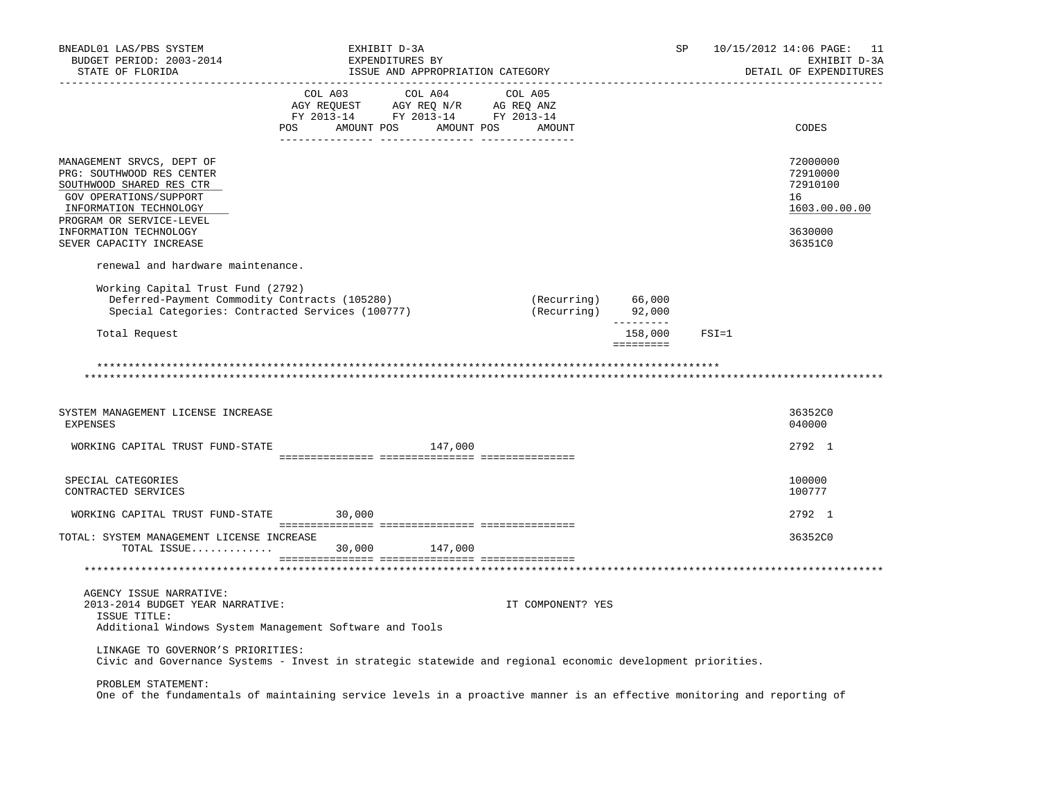| | COL A03 AGY REQUEST FY 2013-14 POS AMOUNT | COL A04 AGY REQ N/R FY 2013-14 POS AMOUNT | COL A05 AG REQ ANZ FY 2013-14 POS AMOUNT | CODES |
|---|---|---|---|---|
| MANAGEMENT SRVCS, DEPT OF | | | | 72000000 |
| PRG: SOUTHWOOD RES CENTER | | | | 72910000 |
| SOUTHWOOD SHARED RES CTR | | | | 72910100 |
| GOV OPERATIONS/SUPPORT | | | | 16 |
| INFORMATION TECHNOLOGY | | | | 1603.00.00.00 |
| PROGRAM OR SERVICE-LEVEL INFORMATION TECHNOLOGY | | | | 3630000 |
| SEVER CAPACITY INCREASE | | | | 36351C0 |

renewal and hardware maintenance.

Working Capital Trust Fund (2792)

| | | |
|---|---|---|
| Deferred-Payment Commodity Contracts (105280) | (Recurring) | 66,000 |
| Special Categories: Contracted Services (100777) | (Recurring) | 92,000 |
| Total Request | | 158,000 FSI=1 |

| | COL A03 | COL A04 | COL A05 | CODES |
|---|---|---|---|---|
| SYSTEM MANAGEMENT LICENSE INCREASE | | | | 36352C0 |
| EXPENSES | | | | 040000 |
| WORKING CAPITAL TRUST FUND-STATE | | 147,000 | | 2792 1 |
| SPECIAL CATEGORIES | | | | 100000 |
| CONTRACTED SERVICES | | | | 100777 |
| WORKING CAPITAL TRUST FUND-STATE | 30,000 | | | 2792 1 |
| TOTAL: SYSTEM MANAGEMENT LICENSE INCREASE | | | | 36352C0 |
| TOTAL ISSUE............. | 30,000 | 147,000 | | |

AGENCY ISSUE NARRATIVE:
2013-2014 BUDGET YEAR NARRATIVE: IT COMPONENT? YES

ISSUE TITLE:
Additional Windows System Management Software and Tools

LINKAGE TO GOVERNOR'S PRIORITIES:
Civic and Governance Systems - Invest in strategic statewide and regional economic development priorities.

PROBLEM STATEMENT:
One of the fundamentals of maintaining service levels in a proactive manner is an effective monitoring and reporting of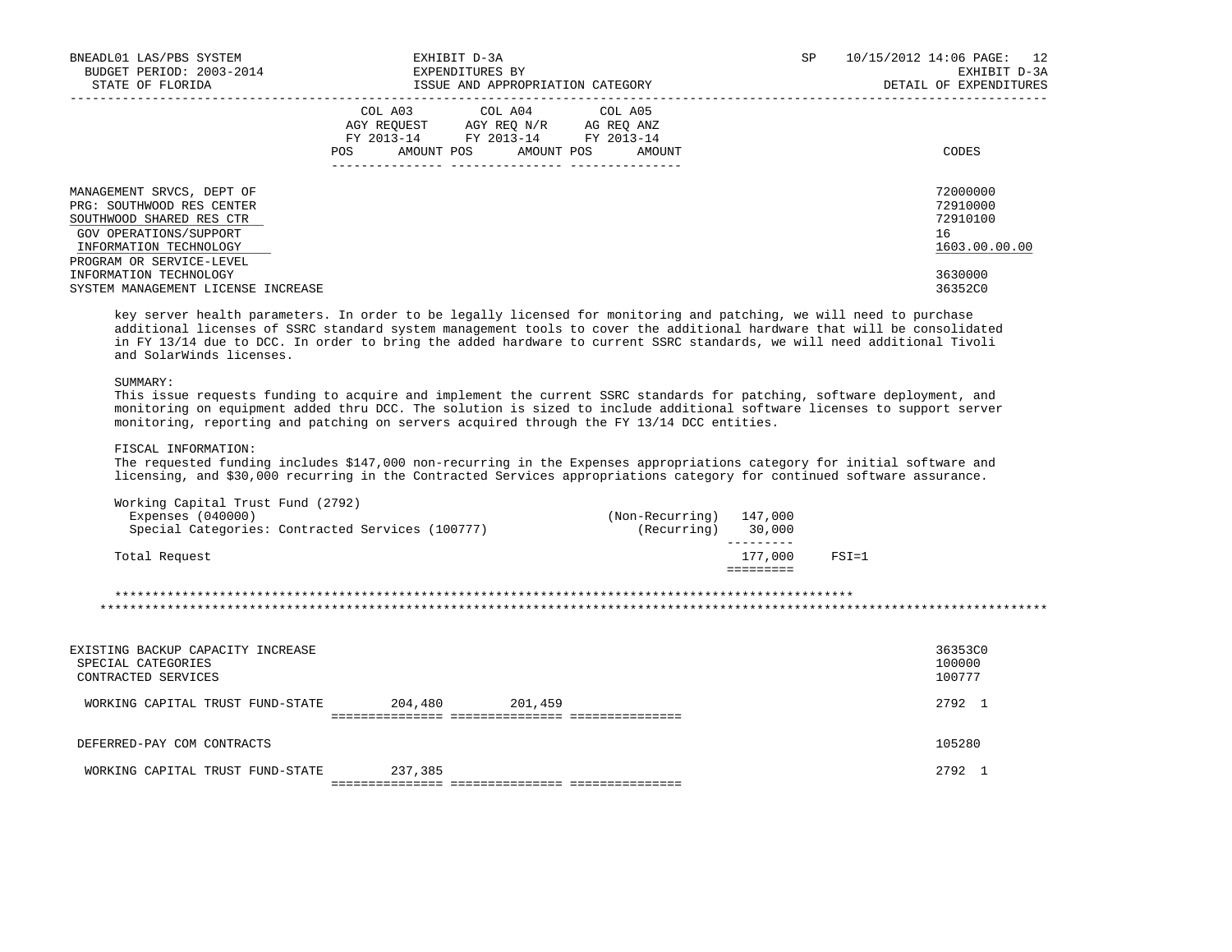| | COL A03 AGY REQUEST FY 2013-14 POS AMOUNT | COL A04 AGY REQ N/R FY 2013-14 POS AMOUNT | COL A05 AG REQ ANZ FY 2013-14 POS AMOUNT | CODES |
|---|---|---|---|---|
| MANAGEMENT SRVCS, DEPT OF | | | | 72000000 |
| PRG: SOUTHWOOD RES CENTER | | | | 72910000 |
| SOUTHWOOD SHARED RES CTR | | | | 72910100 |
| GOV OPERATIONS/SUPPORT | | | | 16 |
| INFORMATION TECHNOLOGY | | | | 1603.00.00.00 |
| PROGRAM OR SERVICE-LEVEL | | | | |
| INFORMATION TECHNOLOGY | | | | 3630000 |
| SYSTEM MANAGEMENT LICENSE INCREASE | | | | 36352C0 |

key server health parameters. In order to be legally licensed for monitoring and patching, we will need to purchase additional licenses of SSRC standard system management tools to cover the additional hardware that will be consolidated in FY 13/14 due to DCC. In order to bring the added hardware to current SSRC standards, we will need additional Tivoli and SolarWinds licenses.

SUMMARY:
This issue requests funding to acquire and implement the current SSRC standards for patching, software deployment, and monitoring on equipment added thru DCC. The solution is sized to include additional software licenses to support server monitoring, reporting and patching on servers acquired through the FY 13/14 DCC entities.

FISCAL INFORMATION:
The requested funding includes $147,000 non-recurring in the Expenses appropriations category for initial software and licensing, and $30,000 recurring in the Contracted Services appropriations category for continued software assurance.

| Working Capital Trust Fund (2792) | | | |
|---|---|---|---|
| Expenses (040000) | (Non-Recurring) | 147,000 | |
| Special Categories: Contracted Services (100777) | (Recurring) | 30,000 | |
| Total Request | | 177,000 | FSI=1 |

| | COL A03 | COL A04 | COL A05 | CODES |
|---|---|---|---|---|
| EXISTING BACKUP CAPACITY INCREASE | | | | 36353C0 |
| SPECIAL CATEGORIES | | | | 100000 |
| CONTRACTED SERVICES | | | | 100777 |
| WORKING CAPITAL TRUST FUND-STATE | 204,480 | 201,459 | | 2792 1 |
| DEFERRED-PAY COM CONTRACTS | | | | 105280 |
| WORKING CAPITAL TRUST FUND-STATE | 237,385 | | | 2792 1 |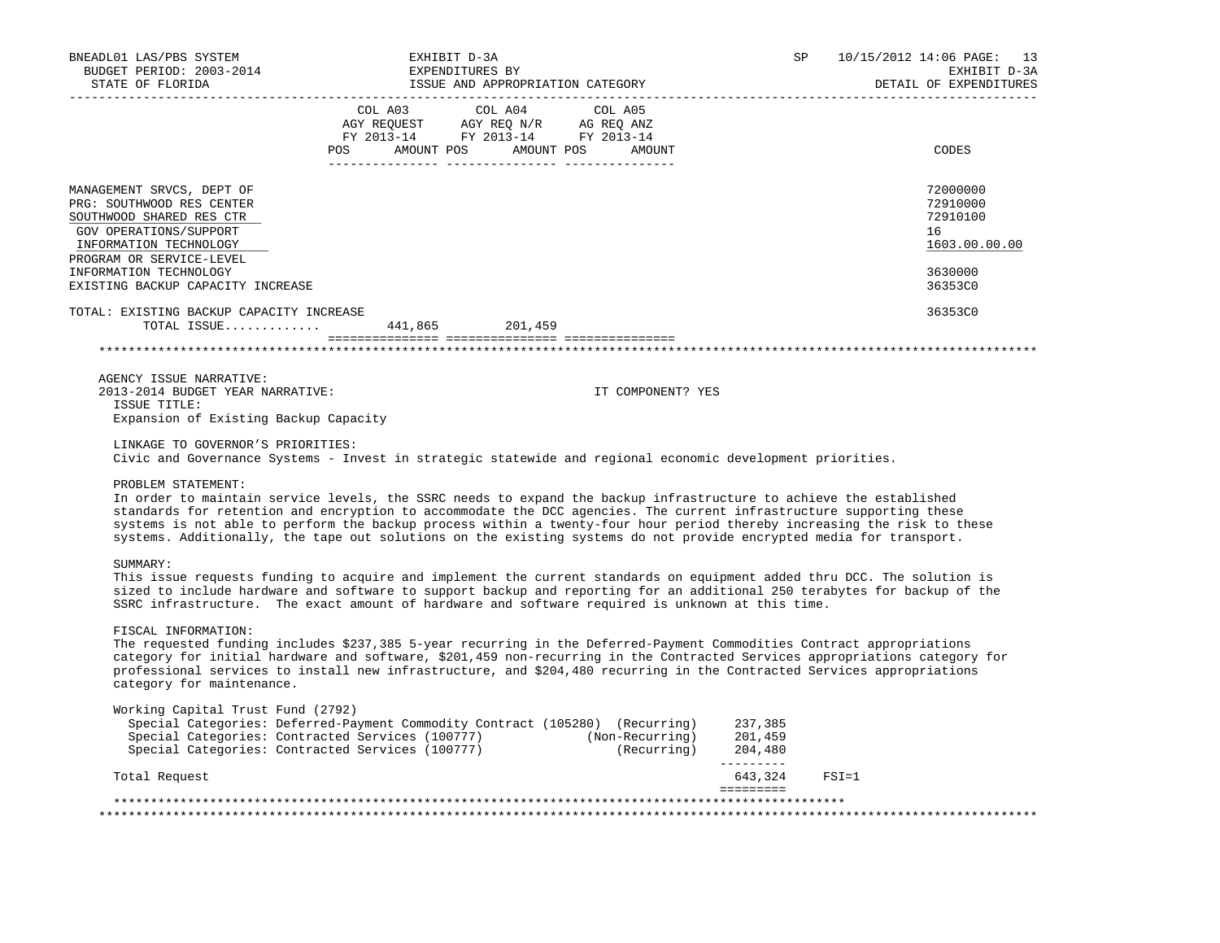| | COL A03 AGY REQUEST FY 2013-14 | | COL A04 AGY REQ N/R FY 2013-14 | | COL A05 AG REQ ANZ FY 2013-14 | | CODES |
|---|---|---|---|---|---|---|---|
| | POS | AMOUNT | POS | AMOUNT | POS | AMOUNT | |
| MANAGEMENT SRVCS, DEPT OF | | | | | | | 72000000 |
| PRG: SOUTHWOOD RES CENTER | | | | | | | 72910000 |
| SOUTHWOOD SHARED RES CTR | | | | | | | 72910100 |
| GOV OPERATIONS/SUPPORT | | | | | | | 16 |
| INFORMATION TECHNOLOGY | | | | | | | 1603.00.00.00 |
| PROGRAM OR SERVICE-LEVEL | | | | | | | |
| INFORMATION TECHNOLOGY | | | | | | | 3630000 |
| EXISTING BACKUP CAPACITY INCREASE | | | | | | | 36353C0 |
| TOTAL: EXISTING BACKUP CAPACITY INCREASE | | | | | | | 36353C0 |
| TOTAL ISSUE............ | | 441,865 | | 201,459 | | | |

AGENCY ISSUE NARRATIVE:

2013-2014 BUDGET YEAR NARRATIVE: IT COMPONENT? YES

ISSUE TITLE:

Expansion of Existing Backup Capacity

LINKAGE TO GOVERNOR'S PRIORITIES:

Civic and Governance Systems - Invest in strategic statewide and regional economic development priorities.

PROBLEM STATEMENT:

In order to maintain service levels, the SSRC needs to expand the backup infrastructure to achieve the established standards for retention and encryption to accommodate the DCC agencies. The current infrastructure supporting these systems is not able to perform the backup process within a twenty-four hour period thereby increasing the risk to these systems. Additionally, the tape out solutions on the existing systems do not provide encrypted media for transport.

SUMMARY:

This issue requests funding to acquire and implement the current standards on equipment added thru DCC. The solution is sized to include hardware and software to support backup and reporting for an additional 250 terabytes for backup of the SSRC infrastructure. The exact amount of hardware and software required is unknown at this time.

FISCAL INFORMATION:

The requested funding includes $237,385 5-year recurring in the Deferred-Payment Commodities Contract appropriations category for initial hardware and software, $201,459 non-recurring in the Contracted Services appropriations category for professional services to install new infrastructure, and $204,480 recurring in the Contracted Services appropriations category for maintenance.

Working Capital Trust Fund (2792)

| | | Amount | |
|---|---|---|---|
| Special Categories: Deferred-Payment Commodity Contract (105280) | (Recurring) | 237,385 | |
| Special Categories: Contracted Services (100777) | (Non-Recurring) | 201,459 | |
| Special Categories: Contracted Services (100777) | (Recurring) | 204,480 | |
| Total Request | | 643,324 | FSI=1 |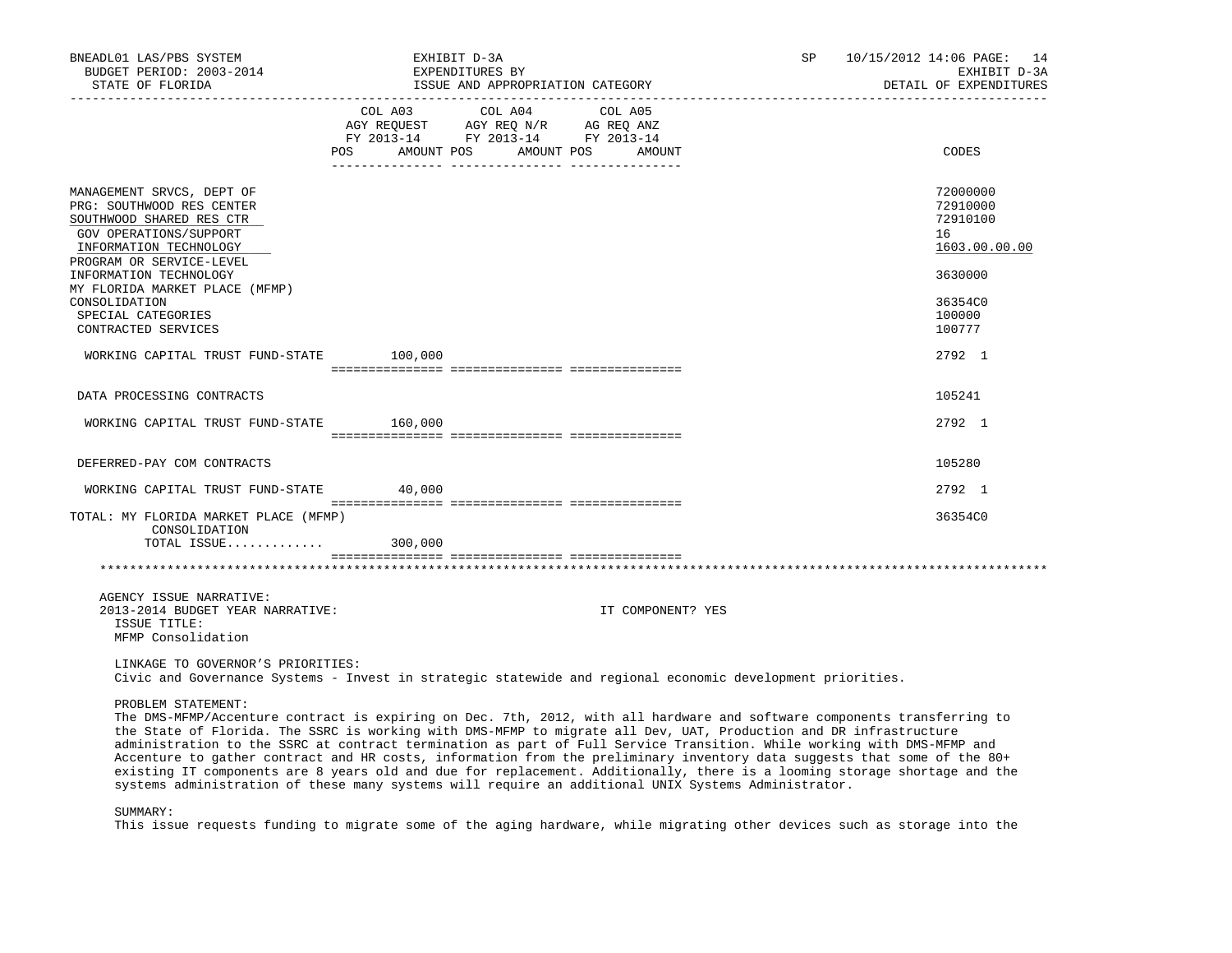BNEADL01 LAS/PBS SYSTEM | EXHIBIT D-3A | SP 10/15/2012 14:06
BUDGET PERIOD: 2003-2014 | EXPENDITURES BY | EXHIBIT D-3A
STATE OF FLORIDA | ISSUE AND APPROPRIATION CATEGORY | DETAIL OF EXPENDITURES

| | COL A03 AGY REQUEST FY 2013-14 POS AMOUNT | COL A04 AGY REQ N/R FY 2013-14 POS AMOUNT | COL A05 AG REQ ANZ FY 2013-14 POS AMOUNT | CODES |
|---|---|---|---|---|
| MANAGEMENT SRVCS, DEPT OF | | | | 72000000 |
| PRG: SOUTHWOOD RES CENTER | | | | 72910000 |
| SOUTHWOOD SHARED RES CTR | | | | 72910100 |
| GOV OPERATIONS/SUPPORT | | | | 16 |
| INFORMATION TECHNOLOGY | | | | 1603.00.00.00 |
| PROGRAM OR SERVICE-LEVEL INFORMATION TECHNOLOGY | | | | 3630000 |
| MY FLORIDA MARKET PLACE (MFMP) CONSOLIDATION | | | | 36354C0 |
| SPECIAL CATEGORIES | | | | 100000 |
| CONTRACTED SERVICES | | | | 100777 |
| WORKING CAPITAL TRUST FUND-STATE | 100,000 | | | 2792 1 |
| DATA PROCESSING CONTRACTS | | | | 105241 |
| WORKING CAPITAL TRUST FUND-STATE | 160,000 | | | 2792 1 |
| DEFERRED-PAY COM CONTRACTS | | | | 105280 |
| WORKING CAPITAL TRUST FUND-STATE | 40,000 | | | 2792 1 |
| TOTAL: MY FLORIDA MARKET PLACE (MFMP) CONSOLIDATION | | | | 36354C0 |
| TOTAL ISSUE............ | 300,000 | | | |

AGENCY ISSUE NARRATIVE:
2013-2014 BUDGET YEAR NARRATIVE: IT COMPONENT? YES

ISSUE TITLE:
MFMP Consolidation

LINKAGE TO GOVERNOR'S PRIORITIES:
Civic and Governance Systems - Invest in strategic statewide and regional economic development priorities.

PROBLEM STATEMENT:
The DMS-MFMP/Accenture contract is expiring on Dec. 7th, 2012, with all hardware and software components transferring to the State of Florida. The SSRC is working with DMS-MFMP to migrate all Dev, UAT, Production and DR infrastructure administration to the SSRC at contract termination as part of Full Service Transition. While working with DMS-MFMP and Accenture to gather contract and HR costs, information from the preliminary inventory data suggests that some of the 80+ existing IT components are 8 years old and due for replacement. Additionally, there is a looming storage shortage and the systems administration of these many systems will require an additional UNIX Systems Administrator.

SUMMARY:
This issue requests funding to migrate some of the aging hardware, while migrating other devices such as storage into the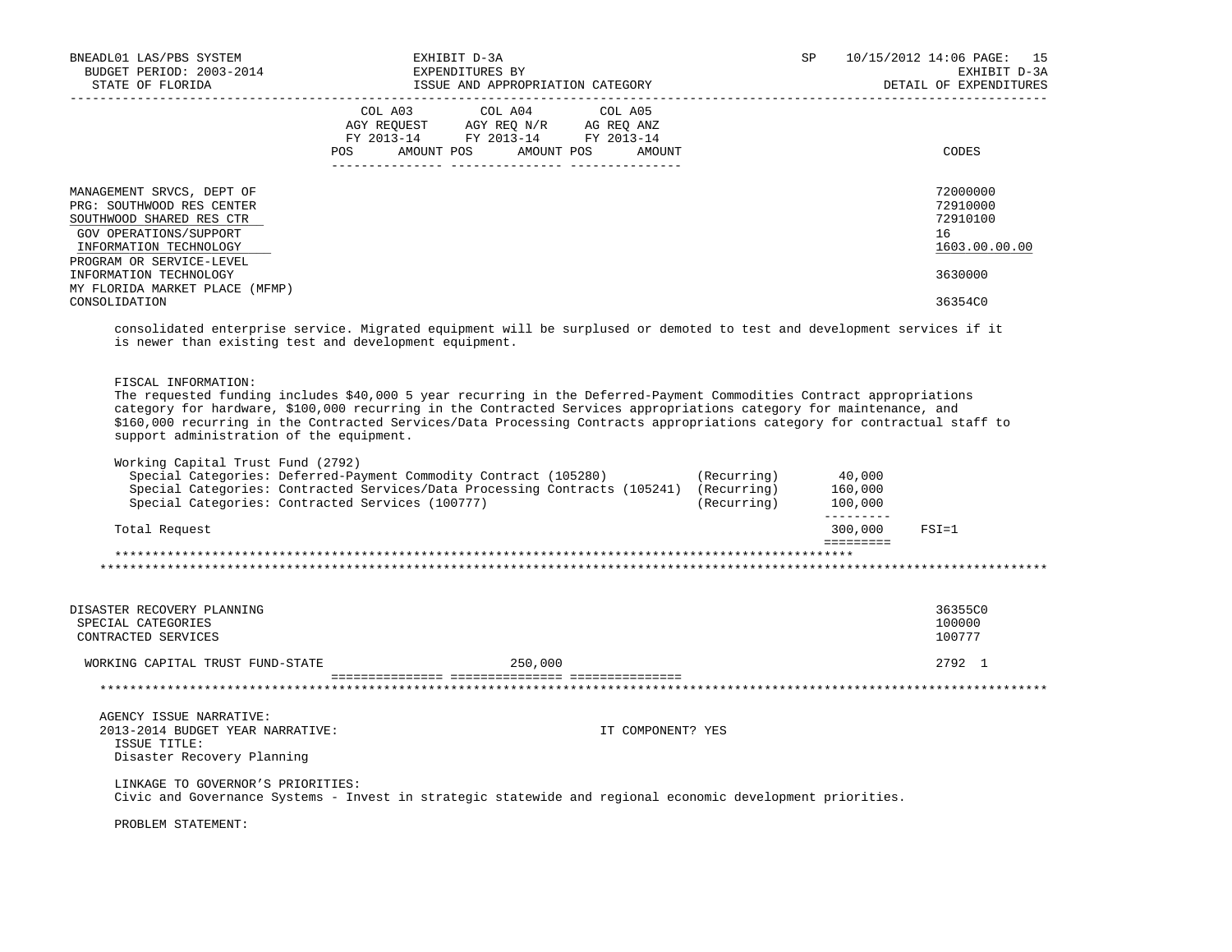| | COL A03 AGY REQUEST FY 2013-14 POS AMOUNT | COL A04 AGY REQ N/R FY 2013-14 POS AMOUNT | COL A05 AG REQ ANZ FY 2013-14 POS AMOUNT | CODES |
|---|---|---|---|---|
| MANAGEMENT SRVCS, DEPT OF | | | | 72000000 |
| PRG: SOUTHWOOD RES CENTER | | | | 72910000 |
| SOUTHWOOD SHARED RES CTR | | | | 72910100 |
| GOV OPERATIONS/SUPPORT | | | | 16 |
| INFORMATION TECHNOLOGY | | | | 1603.00.00.00 |
| PROGRAM OR SERVICE-LEVEL INFORMATION TECHNOLOGY | | | | 3630000 |
| MY FLORIDA MARKET PLACE (MFMP) CONSOLIDATION | | | | 36354C0 |

consolidated enterprise service. Migrated equipment will be surplused or demoted to test and development services if it is newer than existing test and development equipment.

FISCAL INFORMATION:
The requested funding includes $40,000 5 year recurring in the Deferred-Payment Commodities Contract appropriations category for hardware, $100,000 recurring in the Contracted Services appropriations category for maintenance, and $160,000 recurring in the Contracted Services/Data Processing Contracts appropriations category for contractual staff to support administration of the equipment.

Working Capital Trust Fund (2792)

| | | |
|---|---|---|
| Special Categories: Deferred-Payment Commodity Contract (105280) | (Recurring) | 40,000 |
| Special Categories: Contracted Services/Data Processing Contracts (105241) | (Recurring) | 160,000 |
| Special Categories: Contracted Services (100777) | (Recurring) | 100,000 |
| Total Request | | 300,000 FSI=1 |

| | COL A03 | COL A04 | COL A05 | CODES |
|---|---|---|---|---|
| DISASTER RECOVERY PLANNING | | | | 36355C0 |
| SPECIAL CATEGORIES | | | | 100000 |
| CONTRACTED SERVICES | | | | 100777 |
| WORKING CAPITAL TRUST FUND-STATE | | 250,000 | | 2792 1 |

AGENCY ISSUE NARRATIVE:
2013-2014 BUDGET YEAR NARRATIVE: IT COMPONENT? YES

ISSUE TITLE:
Disaster Recovery Planning

LINKAGE TO GOVERNOR'S PRIORITIES:
Civic and Governance Systems - Invest in strategic statewide and regional economic development priorities.

PROBLEM STATEMENT: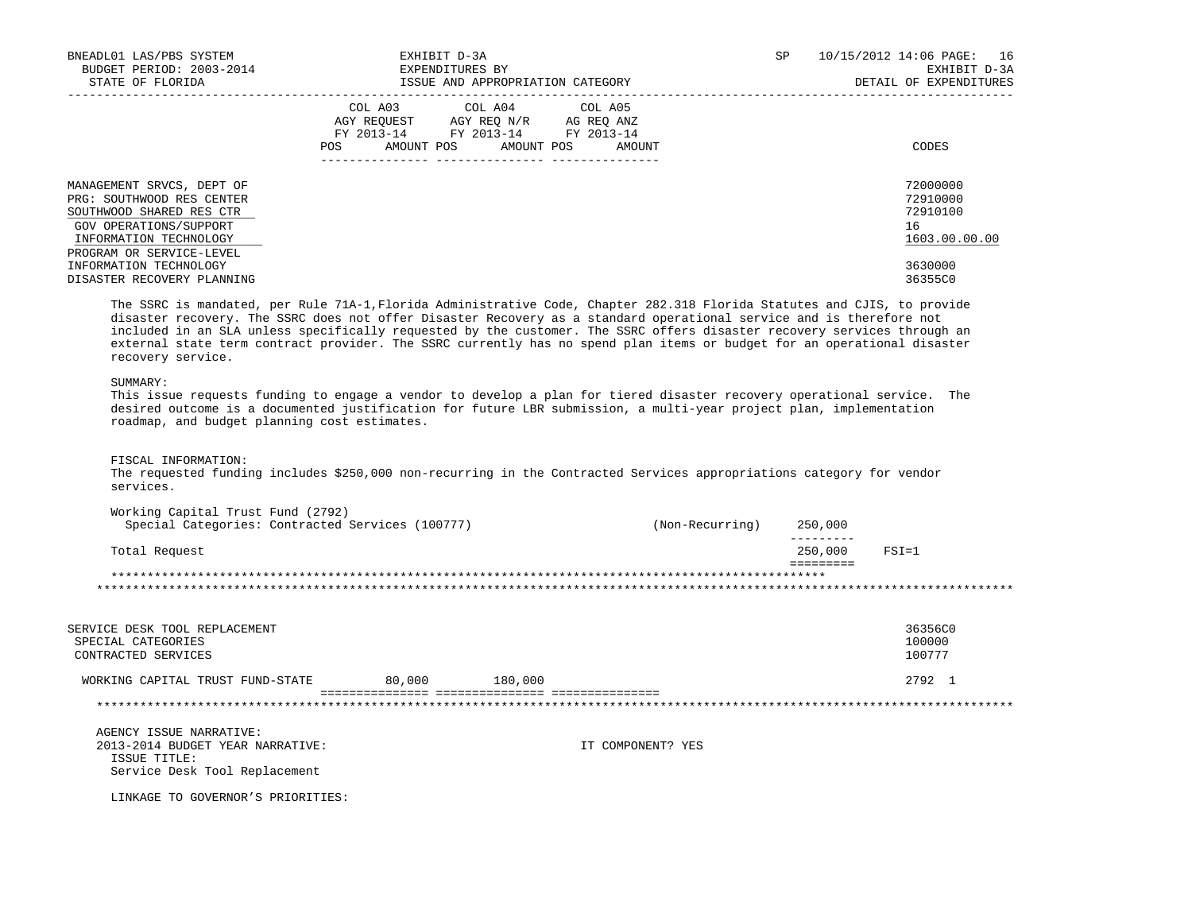| | COL A03 AGY REQUEST FY 2013-14 | | COL A04 AGY REQ N/R FY 2013-14 | | COL A05 AG REQ ANZ FY 2013-14 | | |
|---|---|---|---|---|---|---|---|
| | POS | AMOUNT | POS | AMOUNT | POS | AMOUNT | CODES |
| MANAGEMENT SRVCS, DEPT OF | | | | | | | 72000000 |
| PRG: SOUTHWOOD RES CENTER | | | | | | | 72910000 |
| SOUTHWOOD SHARED RES CTR | | | | | | | 72910100 |
| GOV OPERATIONS/SUPPORT | | | | | | | 16 |
| INFORMATION TECHNOLOGY | | | | | | | 1603.00.00.00 |
| PROGRAM OR SERVICE-LEVEL INFORMATION TECHNOLOGY | | | | | | | 3630000 |
| DISASTER RECOVERY PLANNING | | | | | | | 36355C0 |

The SSRC is mandated, per Rule 71A-1,Florida Administrative Code, Chapter 282.318 Florida Statutes and CJIS, to provide disaster recovery. The SSRC does not offer Disaster Recovery as a standard operational service and is therefore not included in an SLA unless specifically requested by the customer. The SSRC offers disaster recovery services through an external state term contract provider. The SSRC currently has no spend plan items or budget for an operational disaster recovery service.

SUMMARY:
This issue requests funding to engage a vendor to develop a plan for tiered disaster recovery operational service. The desired outcome is a documented justification for future LBR submission, a multi-year project plan, implementation roadmap, and budget planning cost estimates.

FISCAL INFORMATION:
The requested funding includes $250,000 non-recurring in the Contracted Services appropriations category for vendor services.

| | | | |
|---|---|---|---|
| Working Capital Trust Fund (2792) | | | |
| Special Categories: Contracted Services (100777) | (Non-Recurring) | 250,000 | |
| Total Request | | 250,000 | FSI=1 |

| | COL A03 | | COL A04 | | COL A05 | | CODES |
|---|---|---|---|---|---|---|---|
| SERVICE DESK TOOL REPLACEMENT | | | | | | | 36356C0 |
| SPECIAL CATEGORIES | | | | | | | 100000 |
| CONTRACTED SERVICES | | | | | | | 100777 |
| WORKING CAPITAL TRUST FUND-STATE | | 80,000 | | 180,000 | | | 2792 1 |

AGENCY ISSUE NARRATIVE:
2013-2014 BUDGET YEAR NARRATIVE: IT COMPONENT? YES

ISSUE TITLE:
Service Desk Tool Replacement

LINKAGE TO GOVERNOR'S PRIORITIES: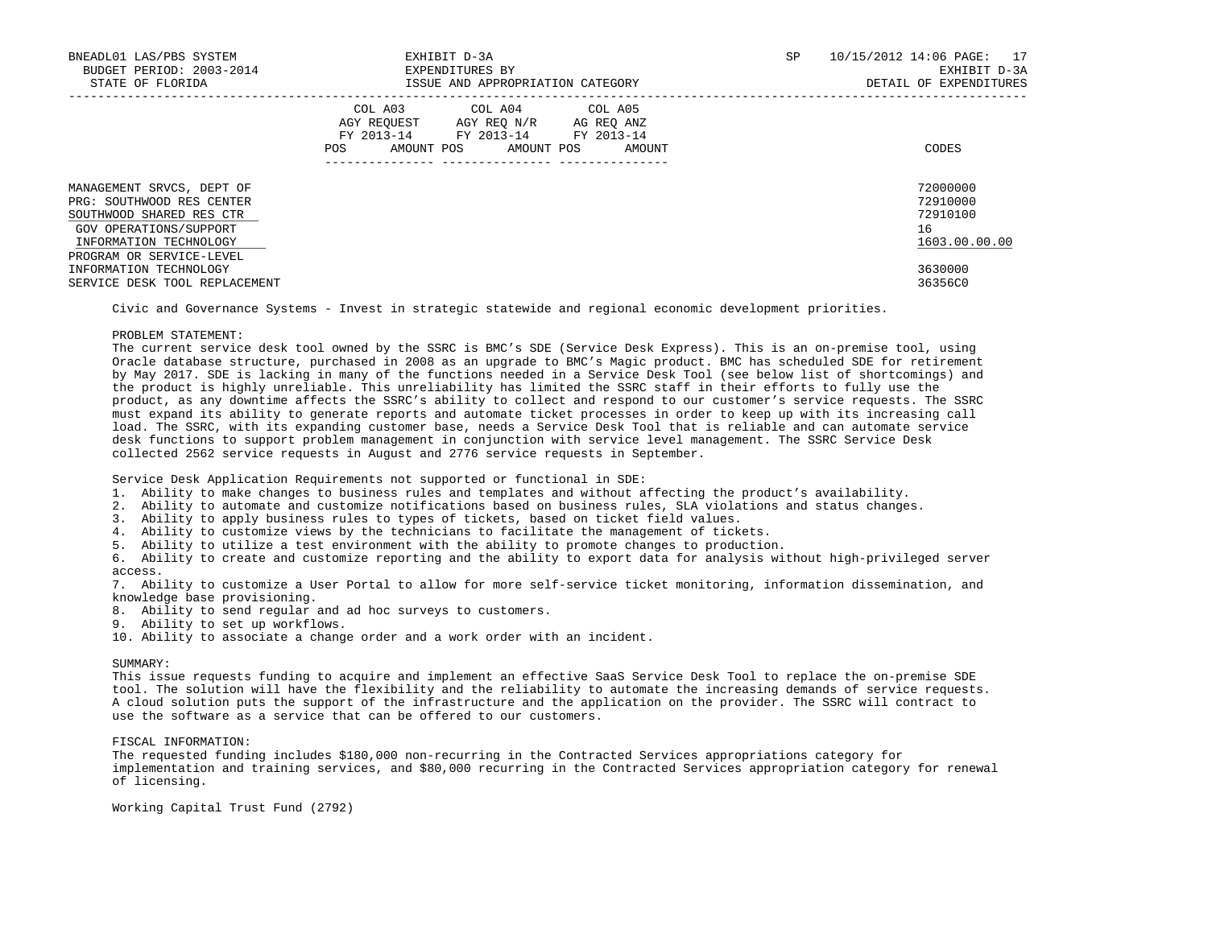| | COL A03 AGY REQUEST FY 2013-14 | | COL A04 AGY REQ N/R FY 2013-14 | | COL A05 AG REQ ANZ FY 2013-14 | | |
|---|---|---|---|---|---|---|---|
| | POS | AMOUNT | POS | AMOUNT | POS | AMOUNT | CODES |
| MANAGEMENT SRVCS, DEPT OF | | | | | | | 72000000 |
| PRG: SOUTHWOOD RES CENTER | | | | | | | 72910000 |
| SOUTHWOOD SHARED RES CTR | | | | | | | 72910100 |
| GOV OPERATIONS/SUPPORT | | | | | | | 16 |
| INFORMATION TECHNOLOGY | | | | | | | 1603.00.00.00 |
| PROGRAM OR SERVICE-LEVEL | | | | | | | |
| INFORMATION TECHNOLOGY | | | | | | | 3630000 |
| SERVICE DESK TOOL REPLACEMENT | | | | | | | 36356C0 |

Civic and Governance Systems - Invest in strategic statewide and regional economic development priorities.

PROBLEM STATEMENT:
The current service desk tool owned by the SSRC is BMC's SDE (Service Desk Express). This is an on-premise tool, using Oracle database structure, purchased in 2008 as an upgrade to BMC's Magic product. BMC has scheduled SDE for retirement by May 2017. SDE is lacking in many of the functions needed in a Service Desk Tool (see below list of shortcomings) and the product is highly unreliable. This unreliability has limited the SSRC staff in their efforts to fully use the product, as any downtime affects the SSRC's ability to collect and respond to our customer's service requests. The SSRC must expand its ability to generate reports and automate ticket processes in order to keep up with its increasing call load. The SSRC, with its expanding customer base, needs a Service Desk Tool that is reliable and can automate service desk functions to support problem management in conjunction with service level management. The SSRC Service Desk collected 2562 service requests in August and 2776 service requests in September.

Service Desk Application Requirements not supported or functional in SDE:

1. Ability to make changes to business rules and templates and without affecting the product's availability.
2. Ability to automate and customize notifications based on business rules, SLA violations and status changes.
3. Ability to apply business rules to types of tickets, based on ticket field values.
4. Ability to customize views by the technicians to facilitate the management of tickets.
5. Ability to utilize a test environment with the ability to promote changes to production.
6. Ability to create and customize reporting and the ability to export data for analysis without high-privileged server access.
7. Ability to customize a User Portal to allow for more self-service ticket monitoring, information dissemination, and knowledge base provisioning.
8. Ability to send regular and ad hoc surveys to customers.
9. Ability to set up workflows.
10. Ability to associate a change order and a work order with an incident.

SUMMARY:
This issue requests funding to acquire and implement an effective SaaS Service Desk Tool to replace the on-premise SDE tool. The solution will have the flexibility and the reliability to automate the increasing demands of service requests. A cloud solution puts the support of the infrastructure and the application on the provider. The SSRC will contract to use the software as a service that can be offered to our customers.

FISCAL INFORMATION:
The requested funding includes $180,000 non-recurring in the Contracted Services appropriations category for implementation and training services, and $80,000 recurring in the Contracted Services appropriation category for renewal of licensing.

Working Capital Trust Fund (2792)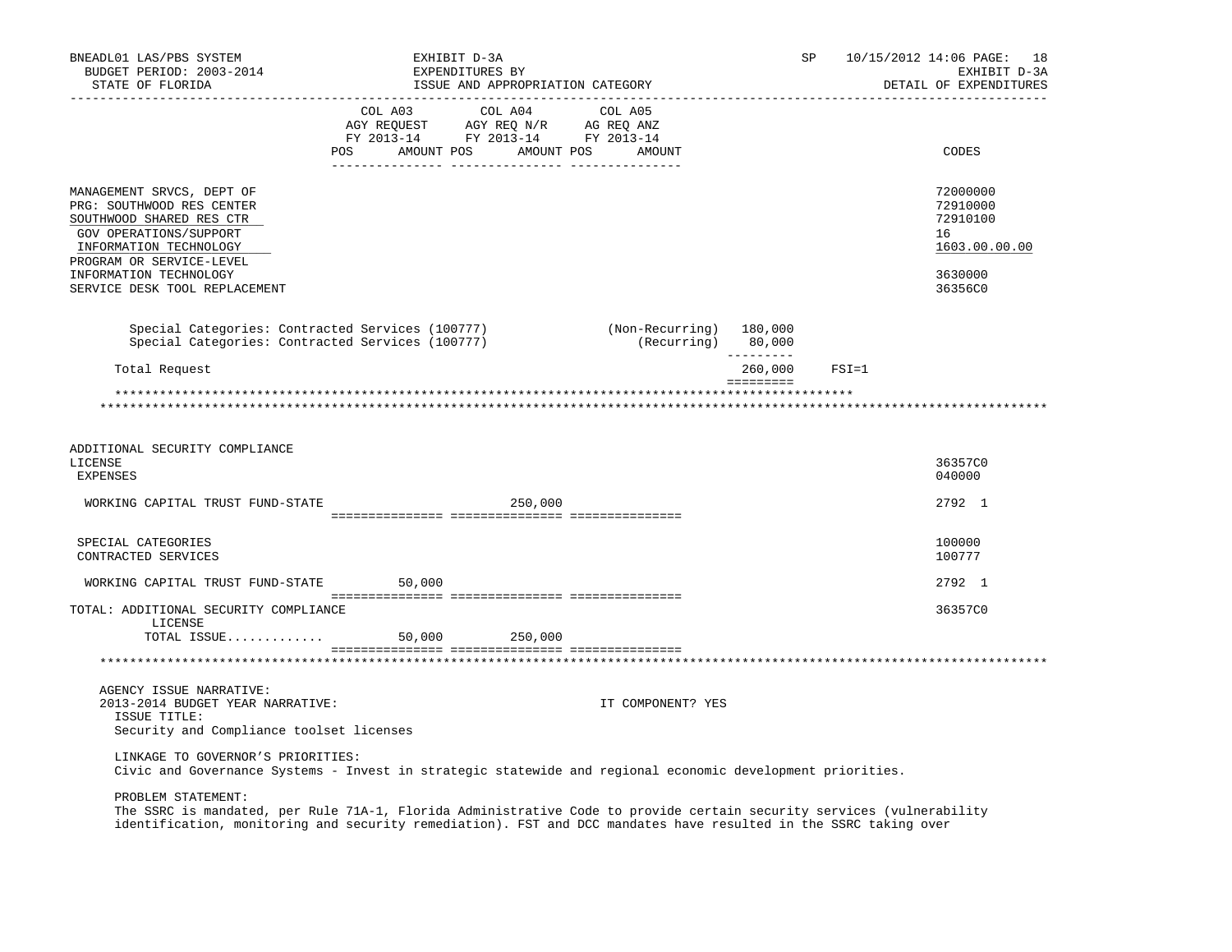| | COL A03 AGY REQUEST FY 2013-14 POS AMOUNT | COL A04 AGY REQ N/R FY 2013-14 POS AMOUNT | COL A05 AG REQ ANZ FY 2013-14 POS AMOUNT | CODES |
|---|---|---|---|---|
| MANAGEMENT SRVCS, DEPT OF | | | | 72000000 |
| PRG: SOUTHWOOD RES CENTER | | | | 72910000 |
| SOUTHWOOD SHARED RES CTR | | | | 72910100 |
| GOV OPERATIONS/SUPPORT | | | | 16 |
| INFORMATION TECHNOLOGY | | | | 1603.00.00.00 |
| PROGRAM OR SERVICE-LEVEL | | | | |
| INFORMATION TECHNOLOGY | | | | 3630000 |
| SERVICE DESK TOOL REPLACEMENT | | | | 36356C0 |

Special Categories: Contracted Services (100777) (Non-Recurring) 180,000
Special Categories: Contracted Services (100777) (Recurring) 80,000

Total Request 260,000 FSI=1

| | COL A03 | COL A04 | COL A05 | CODES |
|---|---|---|---|---|
| ADDITIONAL SECURITY COMPLIANCE LICENSE | | | | 36357C0 |
| EXPENSES | | | | 040000 |
| WORKING CAPITAL TRUST FUND-STATE | | 250,000 | | 2792 1 |
| SPECIAL CATEGORIES | | | | 100000 |
| CONTRACTED SERVICES | | | | 100777 |
| WORKING CAPITAL TRUST FUND-STATE | 50,000 | | | 2792 1 |
| TOTAL: ADDITIONAL SECURITY COMPLIANCE LICENSE | | | | 36357C0 |
| TOTAL ISSUE............. | 50,000 | 250,000 | | |

AGENCY ISSUE NARRATIVE:
2013-2014 BUDGET YEAR NARRATIVE: IT COMPONENT? YES

ISSUE TITLE:
Security and Compliance toolset licenses

LINKAGE TO GOVERNOR'S PRIORITIES:
Civic and Governance Systems - Invest in strategic statewide and regional economic development priorities.

PROBLEM STATEMENT:
The SSRC is mandated, per Rule 71A-1, Florida Administrative Code to provide certain security services (vulnerability identification, monitoring and security remediation). FST and DCC mandates have resulted in the SSRC taking over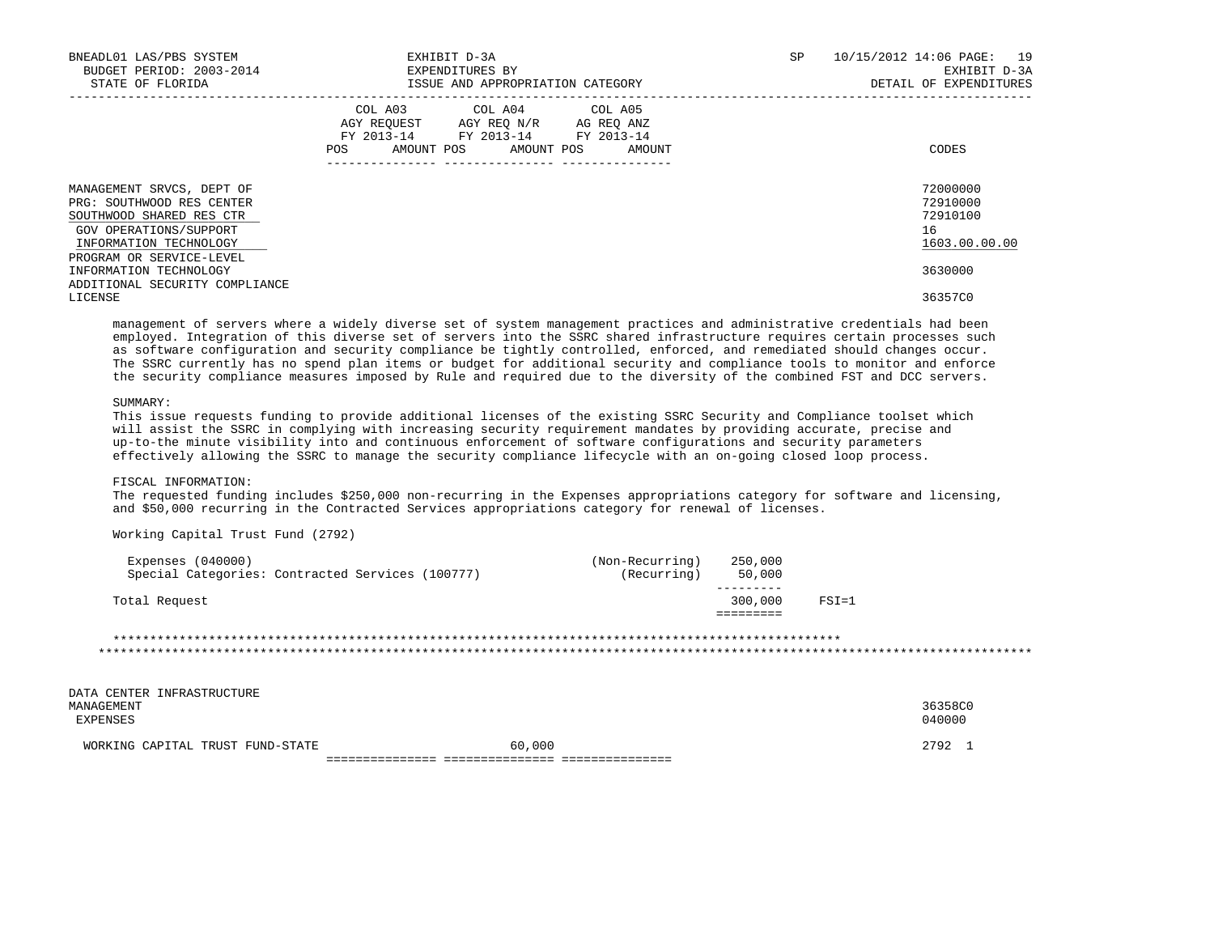BNEADL01 LAS/PBS SYSTEM
BUDGET PERIOD: 2003-2014
STATE OF FLORIDA

EXHIBIT D-3A
EXPENDITURES BY
ISSUE AND APPROPRIATION CATEGORY

SP 10/15/2012 14:06
EXHIBIT D-3A
DETAIL OF EXPENDITURES

| | COL A03 AGY REQUEST FY 2013-14 POS AMOUNT | COL A04 AGY REQ N/R FY 2013-14 POS AMOUNT | COL A05 AG REQ ANZ FY 2013-14 POS AMOUNT | CODES |
|---|---|---|---|---|
| MANAGEMENT SRVCS, DEPT OF | | | | 72000000 |
| PRG: SOUTHWOOD RES CENTER | | | | 72910000 |
| SOUTHWOOD SHARED RES CTR | | | | 72910100 |
| GOV OPERATIONS/SUPPORT | | | | 16 |
| INFORMATION TECHNOLOGY | | | | 1603.00.00.00 |
| PROGRAM OR SERVICE-LEVEL INFORMATION TECHNOLOGY | | | | 3630000 |
| ADDITIONAL SECURITY COMPLIANCE LICENSE | | | | 36357C0 |

management of servers where a widely diverse set of system management practices and administrative credentials had been employed. Integration of this diverse set of servers into the SSRC shared infrastructure requires certain processes such as software configuration and security compliance be tightly controlled, enforced, and remediated should changes occur. The SSRC currently has no spend plan items or budget for additional security and compliance tools to monitor and enforce the security compliance measures imposed by Rule and required due to the diversity of the combined FST and DCC servers.

SUMMARY:
This issue requests funding to provide additional licenses of the existing SSRC Security and Compliance toolset which will assist the SSRC in complying with increasing security requirement mandates by providing accurate, precise and up-to-the minute visibility into and continuous enforcement of software configurations and security parameters effectively allowing the SSRC to manage the security compliance lifecycle with an on-going closed loop process.

FISCAL INFORMATION:
The requested funding includes $250,000 non-recurring in the Expenses appropriations category for software and licensing, and $50,000 recurring in the Contracted Services appropriations category for renewal of licenses.

Working Capital Trust Fund (2792)

| | | | |
|---|---|---|---|
| Expenses (040000) | (Non-Recurring) | 250,000 | |
| Special Categories: Contracted Services (100777) | (Recurring) | 50,000 | |
| Total Request | | 300,000 | FSI=1 |

*******************************************************************************************

| | COL A03 | COL A04 | COL A05 | CODES |
|---|---|---|---|---|
| DATA CENTER INFRASTRUCTURE MANAGEMENT | | | | 36358C0 |
| EXPENSES | | | | 040000 |
| WORKING CAPITAL TRUST FUND-STATE | | 60,000 | | 2792 1 |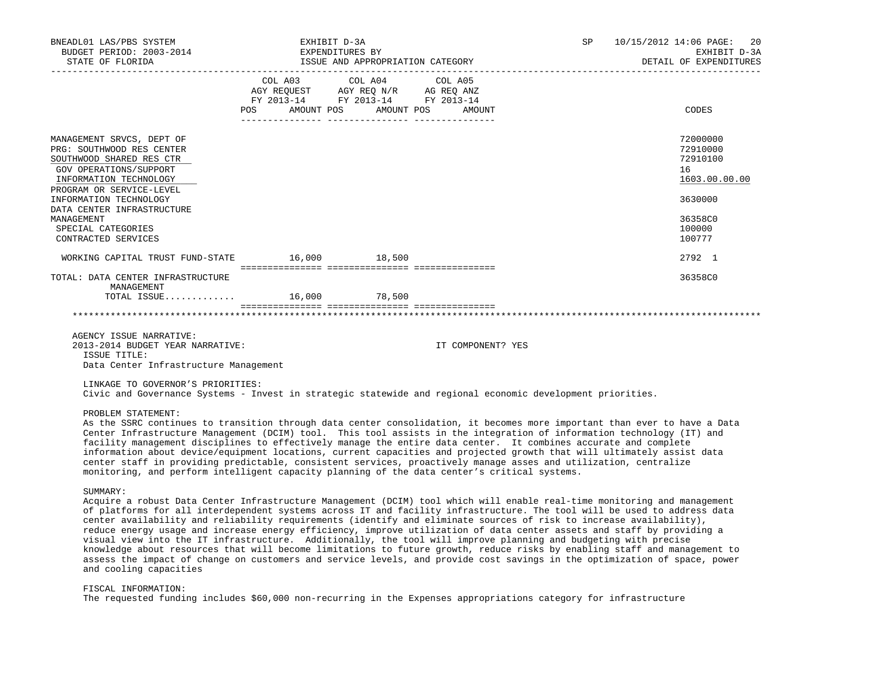| | COL A03 AGY REQUEST FY 2013-14 POS AMOUNT | COL A04 AGY REQ N/R FY 2013-14 POS AMOUNT | COL A05 AG REQ ANZ FY 2013-14 POS AMOUNT | CODES |
|---|---|---|---|---|
| MANAGEMENT SRVCS, DEPT OF | | | | 72000000 |
| PRG: SOUTHWOOD RES CENTER | | | | 72910000 |
| SOUTHWOOD SHARED RES CTR | | | | 72910100 |
| GOV OPERATIONS/SUPPORT | | | | 16 |
| INFORMATION TECHNOLOGY | | | | 1603.00.00.00 |
| PROGRAM OR SERVICE-LEVEL INFORMATION TECHNOLOGY | | | | 3630000 |
| DATA CENTER INFRASTRUCTURE MANAGEMENT | | | | 36358C0 |
| SPECIAL CATEGORIES | | | | 100000 |
| CONTRACTED SERVICES | | | | 100777 |
| WORKING CAPITAL TRUST FUND-STATE | 16,000 | 18,500 | | 2792 1 |
| TOTAL: DATA CENTER INFRASTRUCTURE MANAGEMENT | | | | 36358C0 |
| TOTAL ISSUE............ | 16,000 | 78,500 | | |

AGENCY ISSUE NARRATIVE:
2013-2014 BUDGET YEAR NARRATIVE: IT COMPONENT? YES

ISSUE TITLE:
Data Center Infrastructure Management

LINKAGE TO GOVERNOR'S PRIORITIES:
Civic and Governance Systems - Invest in strategic statewide and regional economic development priorities.

PROBLEM STATEMENT:
As the SSRC continues to transition through data center consolidation, it becomes more important than ever to have a Data Center Infrastructure Management (DCIM) tool. This tool assists in the integration of information technology (IT) and facility management disciplines to effectively manage the entire data center. It combines accurate and complete information about device/equipment locations, current capacities and projected growth that will ultimately assist data center staff in providing predictable, consistent services, proactively manage asses and utilization, centralize monitoring, and perform intelligent capacity planning of the data center's critical systems.

SUMMARY:
Acquire a robust Data Center Infrastructure Management (DCIM) tool which will enable real-time monitoring and management of platforms for all interdependent systems across IT and facility infrastructure. The tool will be used to address data center availability and reliability requirements (identify and eliminate sources of risk to increase availability), reduce energy usage and increase energy efficiency, improve utilization of data center assets and staff by providing a visual view into the IT infrastructure. Additionally, the tool will improve planning and budgeting with precise knowledge about resources that will become limitations to future growth, reduce risks by enabling staff and management to assess the impact of change on customers and service levels, and provide cost savings in the optimization of space, power and cooling capacities

FISCAL INFORMATION:
The requested funding includes $60,000 non-recurring in the Expenses appropriations category for infrastructure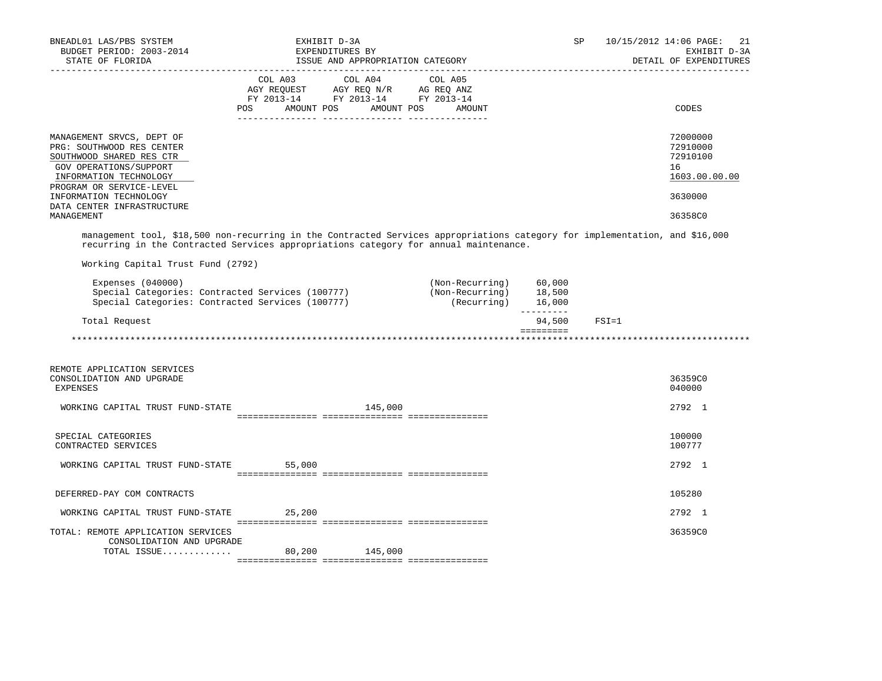| | COL A03 AGY REQUEST FY 2013-14 POS AMOUNT | COL A04 AGY REQ N/R FY 2013-14 POS AMOUNT | COL A05 AG REQ ANZ FY 2013-14 POS AMOUNT | CODES |
|---|---|---|---|---|
| MANAGEMENT SRVCS, DEPT OF | | | | 72000000 |
| PRG: SOUTHWOOD RES CENTER | | | | 72910000 |
| SOUTHWOOD SHARED RES CTR | | | | 72910100 |
| GOV OPERATIONS/SUPPORT | | | | 16 |
| INFORMATION TECHNOLOGY | | | | 1603.00.00.00 |
| PROGRAM OR SERVICE-LEVEL INFORMATION TECHNOLOGY | | | | 3630000 |
| DATA CENTER INFRASTRUCTURE MANAGEMENT | | | | 36358C0 |

management tool, $18,500 non-recurring in the Contracted Services appropriations category for implementation, and $16,000 recurring in the Contracted Services appropriations category for annual maintenance.

Working Capital Trust Fund (2792)

| | | |
|---|---|---|
| Expenses (040000) | (Non-Recurring) | 60,000 |
| Special Categories: Contracted Services (100777) | (Non-Recurring) | 18,500 |
| Special Categories: Contracted Services (100777) | (Recurring) | 16,000 |
| Total Request | | 94,500 FSI=1 |

*******************************************************************************************************************

| | COL A03 | COL A04 | COL A05 | CODES |
|---|---|---|---|---|
| REMOTE APPLICATION SERVICES CONSOLIDATION AND UPGRADE | | | | 36359C0 |
| EXPENSES | | | | 040000 |
| WORKING CAPITAL TRUST FUND-STATE | | 145,000 | | 2792 1 |
| SPECIAL CATEGORIES | | | | 100000 |
| CONTRACTED SERVICES | | | | 100777 |
| WORKING CAPITAL TRUST FUND-STATE | 55,000 | | | 2792 1 |
| DEFERRED-PAY COM CONTRACTS | | | | 105280 |
| WORKING CAPITAL TRUST FUND-STATE | 25,200 | | | 2792 1 |
| TOTAL: REMOTE APPLICATION SERVICES CONSOLIDATION AND UPGRADE | | | | 36359C0 |
| TOTAL ISSUE............ | 80,200 | 145,000 | | |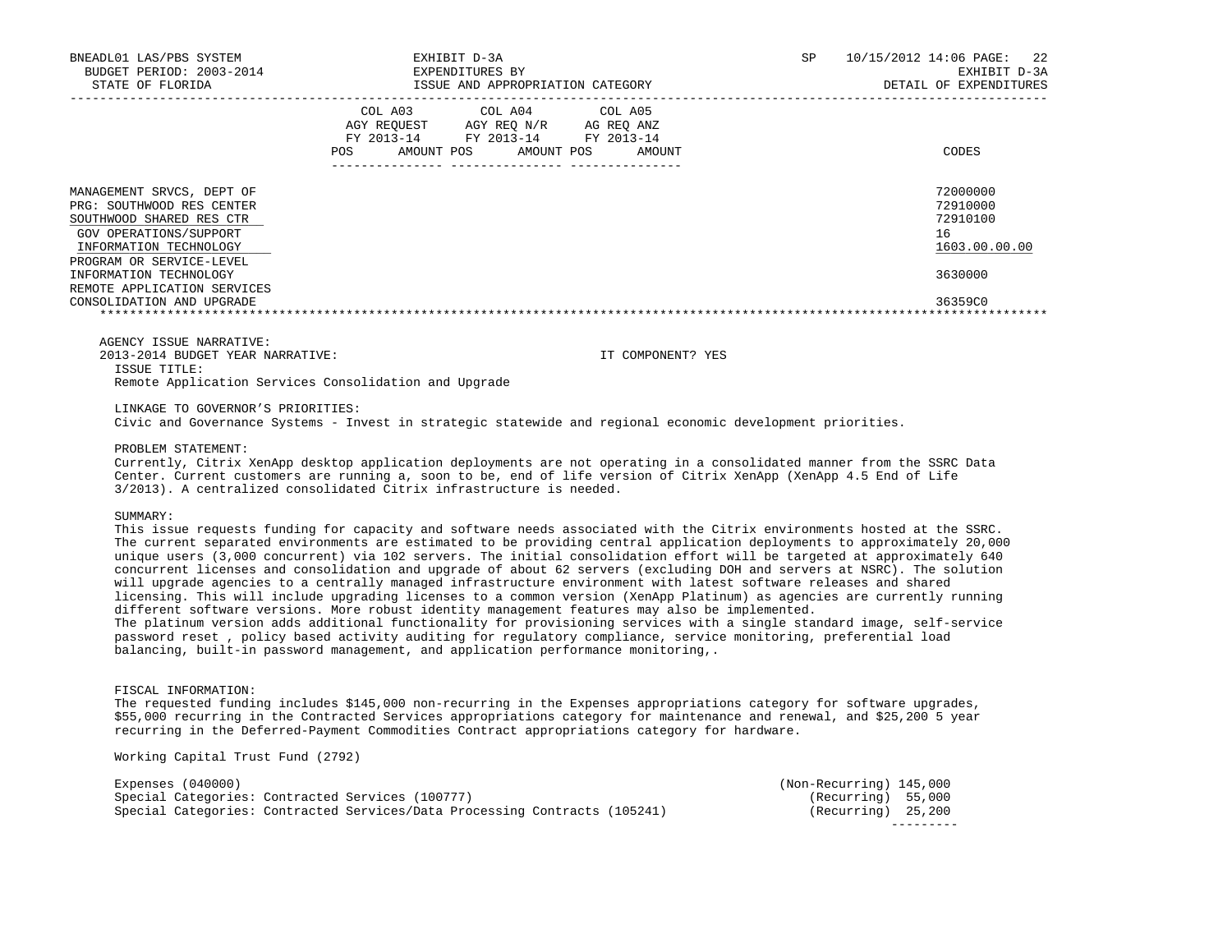BNEADL01 LAS/PBS SYSTEM
BUDGET PERIOD: 2003-2014
STATE OF FLORIDA

EXHIBIT D-3A
EXPENDITURES BY
ISSUE AND APPROPRIATION CATEGORY

SP 10/15/2012 14:06 PAGE: 22
EXHIBIT D-3A
DETAIL OF EXPENDITURES

| | COL A03 AGY REQUEST FY 2013-14 POS AMOUNT | COL A04 AGY REQ N/R FY 2013-14 POS AMOUNT | COL A05 AG REQ ANZ FY 2013-14 POS AMOUNT | CODES |
|---|---|---|---|---|
| MANAGEMENT SRVCS, DEPT OF | | | | 72000000 |
| PRG: SOUTHWOOD RES CENTER | | | | 72910000 |
| SOUTHWOOD SHARED RES CTR | | | | 72910100 |
| GOV OPERATIONS/SUPPORT | | | | 16 |
| INFORMATION TECHNOLOGY | | | | 1603.00.00.00 |
| PROGRAM OR SERVICE-LEVEL INFORMATION TECHNOLOGY | | | | 3630000 |
| REMOTE APPLICATION SERVICES CONSOLIDATION AND UPGRADE | | | | 36359C0 |

AGENCY ISSUE NARRATIVE:
2013-2014 BUDGET YEAR NARRATIVE: IT COMPONENT? YES

ISSUE TITLE:
Remote Application Services Consolidation and Upgrade

LINKAGE TO GOVERNOR'S PRIORITIES:
Civic and Governance Systems - Invest in strategic statewide and regional economic development priorities.

PROBLEM STATEMENT:
Currently, Citrix XenApp desktop application deployments are not operating in a consolidated manner from the SSRC Data Center. Current customers are running a, soon to be, end of life version of Citrix XenApp (XenApp 4.5 End of Life 3/2013). A centralized consolidated Citrix infrastructure is needed.

SUMMARY:
This issue requests funding for capacity and software needs associated with the Citrix environments hosted at the SSRC. The current separated environments are estimated to be providing central application deployments to approximately 20,000 unique users (3,000 concurrent) via 102 servers. The initial consolidation effort will be targeted at approximately 640 concurrent licenses and consolidation and upgrade of about 62 servers (excluding DOH and servers at NSRC). The solution will upgrade agencies to a centrally managed infrastructure environment with latest software releases and shared licensing. This will include upgrading licenses to a common version (XenApp Platinum) as agencies are currently running different software versions. More robust identity management features may also be implemented.
The platinum version adds additional functionality for provisioning services with a single standard image, self-service password reset , policy based activity auditing for regulatory compliance, service monitoring, preferential load balancing, built-in password management, and application performance monitoring,.

FISCAL INFORMATION:
The requested funding includes $145,000 non-recurring in the Expenses appropriations category for software upgrades, $55,000 recurring in the Contracted Services appropriations category for maintenance and renewal, and $25,200 5 year recurring in the Deferred-Payment Commodities Contract appropriations category for hardware.

Working Capital Trust Fund (2792)

| | | |
|---|---|---|
| Expenses (040000) | (Non-Recurring) | 145,000 |
| Special Categories: Contracted Services (100777) | (Recurring) | 55,000 |
| Special Categories: Contracted Services/Data Processing Contracts (105241) | (Recurring) | 25,200 |
| | | --------- |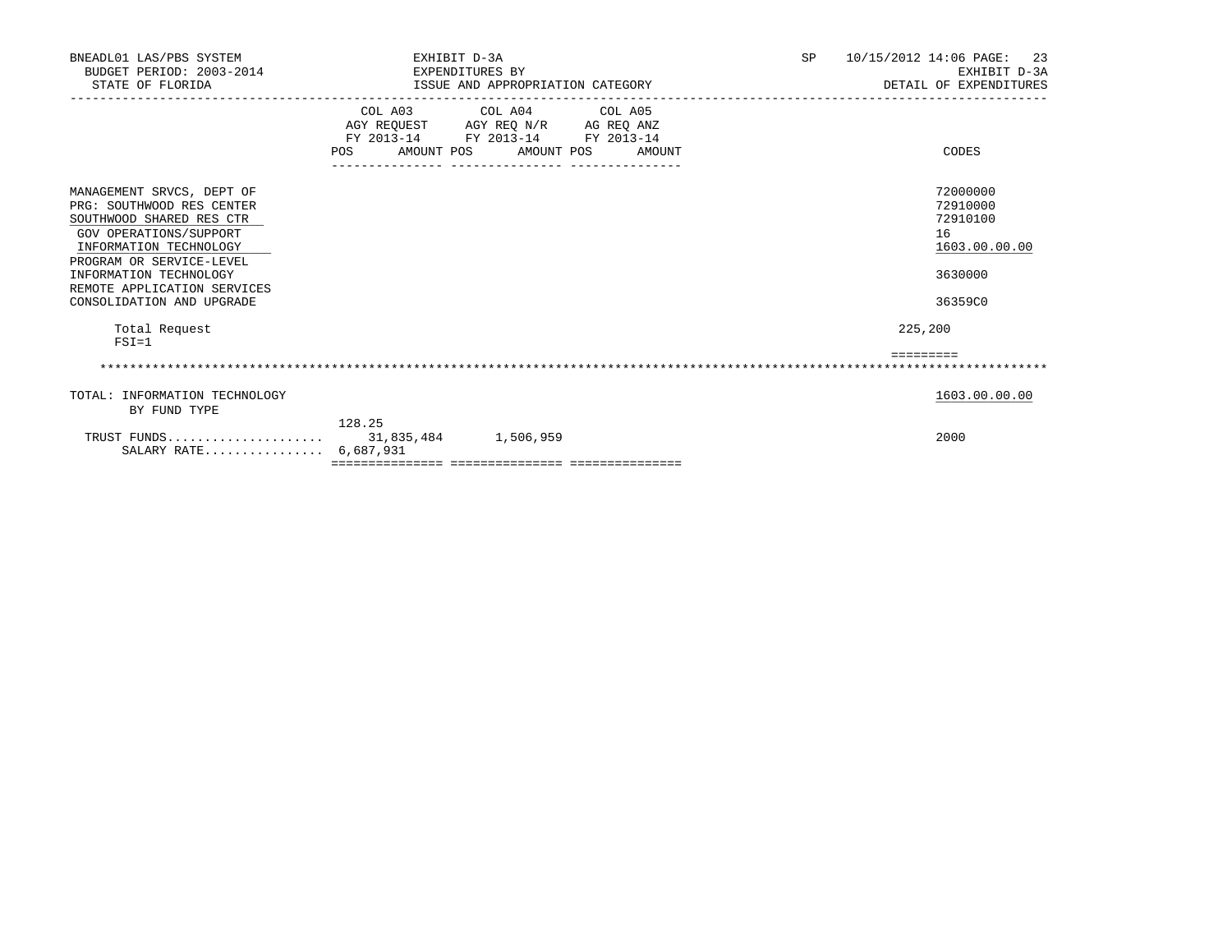BNEADL01 LAS/PBS SYSTEM
BUDGET PERIOD: 2003-2014
STATE OF FLORIDA

EXHIBIT D-3A
EXPENDITURES BY
ISSUE AND APPROPRIATION CATEGORY

SP 10/15/2012 14:06 PAGE: 23
EXHIBIT D-3A
DETAIL OF EXPENDITURES

| | COL A03 AGY REQUEST FY 2013-14 POS | AMOUNT | COL A04 AGY REQ N/R FY 2013-14 POS | AMOUNT | COL A05 AG REQ ANZ FY 2013-14 POS | AMOUNT | | CODES |
|---|---|---|---|---|---|---|---|---|
| MANAGEMENT SRVCS, DEPT OF | | | | | | | | 72000000 |
| PRG: SOUTHWOOD RES CENTER | | | | | | | | 72910000 |
| SOUTHWOOD SHARED RES CTR | | | | | | | | 72910100 |
| GOV OPERATIONS/SUPPORT | | | | | | | | 16 |
| INFORMATION TECHNOLOGY | | | | | | | | 1603.00.00.00 |
| PROGRAM OR SERVICE-LEVEL INFORMATION TECHNOLOGY | | | | | | | | 3630000 |
| REMOTE APPLICATION SERVICES CONSOLIDATION AND UPGRADE | | | | | | | | 36359C0 |
| Total Request FSI=1 | | | | | | | 225,200 | |
| TOTAL: INFORMATION TECHNOLOGY BY FUND TYPE | | | | | | | | 1603.00.00.00 |
| TRUST FUNDS | 128.25 | 31,835,484 | | 1,506,959 | | | | 2000 |
| SALARY RATE | | 6,687,931 | | | | | | |